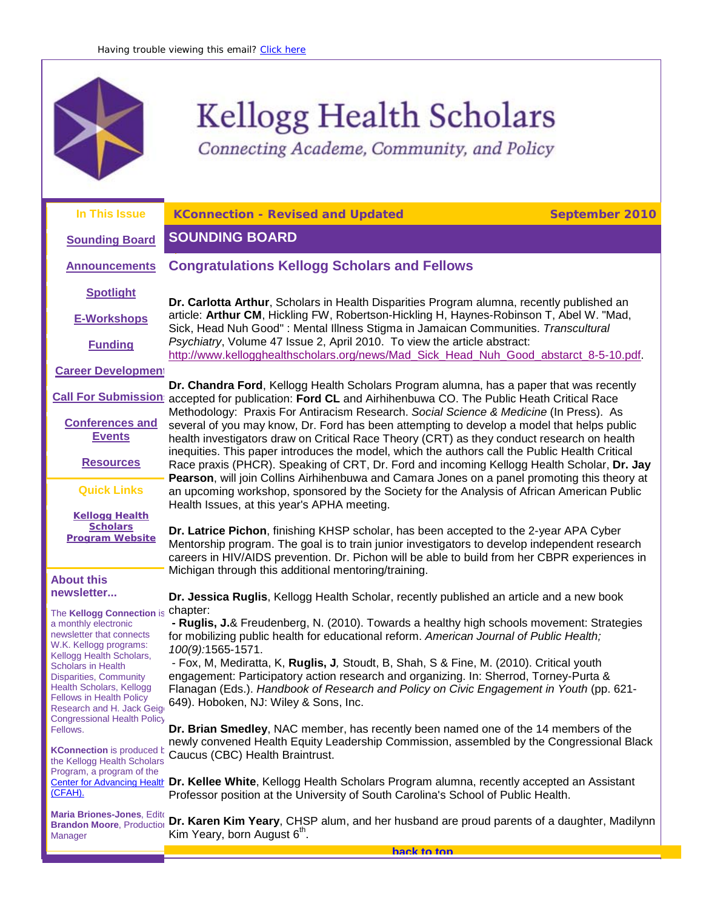Having trouble viewing this email? Click here

# Kellogg Health Scholars

*Connecting Academe, Community, and Policy*

**In This Issue**

- Sounding Board
- Announcements
- Spotlight
- E-Workshops
- Funding
- Career Development
- Call For Submissions
- Conferences and Events
- Resources

**Quick Links**

- Kellogg Health Scholars Program Website

**About this newsletter...**

The **Kellogg Connection** is a monthly electronic newsletter that connects W.K. Kellogg programs: Kellogg Health Scholars, Scholars in Health Disparities, Community Health Scholars, Kellogg Fellows in Health Policy Research and H. Jack Geiger Congressional Health Policy Fellows.

**KConnection** is produced by the Kellogg Health Scholars Program, a program of the Center for Advancing Health (CFAH).

**Maria Briones-Jones**, Editor
**Brandon Moore**, Production Manager

**KConnection - Revised and Updated** — **September 2010**

## SOUNDING BOARD

### Congratulations Kellogg Scholars and Fellows

**Dr. Carlotta Arthur**, Scholars in Health Disparities Program alumna, recently published an article: **Arthur CM**, Hickling FW, Robertson-Hickling H, Haynes-Robinson T, Abel W. "Mad, Sick, Head Nuh Good" : Mental Illness Stigma in Jamaican Communities. *Transcultural Psychiatry*, Volume 47 Issue 2, April 2010. To view the article abstract: http://www.kellogghealthscholars.org/news/Mad_Sick_Head_Nuh_Good_abstarct_8-5-10.pdf.

**Dr. Chandra Ford**, Kellogg Health Scholars Program alumna, has a paper that was recently accepted for publication: **Ford CL** and Airhihenbuwa CO. The Public Heath Critical Race Methodology: Praxis For Antiracism Research. *Social Science & Medicine* (In Press). As several of you may know, Dr. Ford has been attempting to develop a model that helps public health investigators draw on Critical Race Theory (CRT) as they conduct research on health inequities. This paper introduces the model, which the authors call the Public Health Critical Race praxis (PHCR). Speaking of CRT, Dr. Ford and incoming Kellogg Health Scholar, **Dr. Jay Pearson**, will join Collins Airhihenbuwa and Camara Jones on a panel promoting this theory at an upcoming workshop, sponsored by the Society for the Analysis of African American Public Health Issues, at this year's APHA meeting.

**Dr. Latrice Pichon**, finishing KHSP scholar, has been accepted to the 2-year APA Cyber Mentorship program. The goal is to train junior investigators to develop independent research careers in HIV/AIDS prevention. Dr. Pichon will be able to build from her CBPR experiences in Michigan through this additional mentoring/training.

**Dr. Jessica Ruglis**, Kellogg Health Scholar, recently published an article and a new book chapter:

- **Ruglis, J.**& Freudenberg, N. (2010). Towards a healthy high schools movement: Strategies for mobilizing public health for educational reform. *American Journal of Public Health; 100(9):*1565-1571.
- Fox, M, Mediratta, K, **Ruglis, J***,* Stoudt, B, Shah, S & Fine, M. (2010). Critical youth engagement: Participatory action research and organizing. In: Sherrod, Torney-Purta & Flanagan (Eds.). *Handbook of Research and Policy on Civic Engagement in Youth* (pp. 621-649). Hoboken, NJ: Wiley & Sons, Inc.

**Dr. Brian Smedley**, NAC member, has recently been named one of the 14 members of the newly convened Health Equity Leadership Commission, assembled by the Congressional Black Caucus (CBC) Health Braintrust.

**Dr. Kellee White**, Kellogg Health Scholars Program alumna, recently accepted an Assistant Professor position at the University of South Carolina's School of Public Health.

**Dr. Karen Kim Yeary**, CHSP alum, and her husband are proud parents of a daughter, Madilynn Kim Yeary, born August 6th.

back to top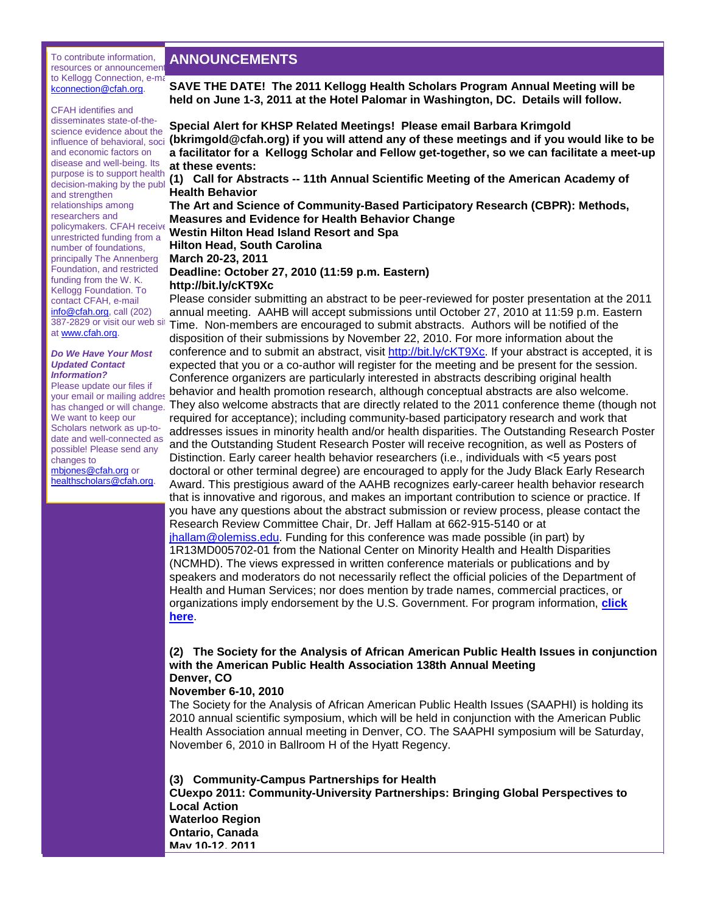To contribute information, resources or announcements to Kellogg Connection, e-mail kconnection@cfah.org.

CFAH identifies and disseminates state-of-the-science evidence about the influence of behavioral, social and economic factors on disease and well-being. Its purpose is to support health decision-making by the public and strengthen relationships among researchers and policymakers. CFAH receives unrestricted funding from a number of foundations, principally The Annenberg Foundation, and restricted funding from the W. K. Kellogg Foundation. To contact CFAH, e-mail info@cfah.org, call (202) 387-2829 or visit our web site at www.cfah.org.

***Do We Have Your Most Updated Contact Information?***

Please update our files if your email or mailing address has changed or will change. We want to keep our Scholars network as up-to-date and well-connected as possible! Please send any changes to mbjones@cfah.org or healthscholars@cfah.org.

## ANNOUNCEMENTS

**SAVE THE DATE! The 2011 Kellogg Health Scholars Program Annual Meeting will be held on June 1-3, 2011 at the Hotel Palomar in Washington, DC. Details will follow.**

**Special Alert for KHSP Related Meetings! Please email Barbara Krimgold (bkrimgold@cfah.org) if you will attend any of these meetings and if you would like to be a facilitator for a Kellogg Scholar and Fellow get-together, so we can facilitate a meet-up at these events:**

**(1) Call for Abstracts -- 11th Annual Scientific Meeting of the American Academy of Health Behavior**
**The Art and Science of Community-Based Participatory Research (CBPR): Methods, Measures and Evidence for Health Behavior Change**
**Westin Hilton Head Island Resort and Spa**
**Hilton Head, South Carolina**
**March 20-23, 2011**
**Deadline: October 27, 2010 (11:59 p.m. Eastern)**
**http://bit.ly/cKT9Xc**

Please consider submitting an abstract to be peer-reviewed for poster presentation at the 2011 annual meeting. AAHB will accept submissions until October 27, 2010 at 11:59 p.m. Eastern Time. Non-members are encouraged to submit abstracts. Authors will be notified of the disposition of their submissions by November 22, 2010. For more information about the conference and to submit an abstract, visit http://bit.ly/cKT9Xc. If your abstract is accepted, it is expected that you or a co-author will register for the meeting and be present for the session. Conference organizers are particularly interested in abstracts describing original health behavior and health promotion research, although conceptual abstracts are also welcome. They also welcome abstracts that are directly related to the 2011 conference theme (though not required for acceptance); including community-based participatory research and work that addresses issues in minority health and/or health disparities. The Outstanding Research Poster and the Outstanding Student Research Poster will receive recognition, as well as Posters of Distinction. Early career health behavior researchers (i.e., individuals with <5 years post doctoral or other terminal degree) are encouraged to apply for the Judy Black Early Research Award. This prestigious award of the AAHB recognizes early-career health behavior research that is innovative and rigorous, and makes an important contribution to science or practice. If you have any questions about the abstract submission or review process, please contact the Research Review Committee Chair, Dr. Jeff Hallam at 662-915-5140 or at jhallam@olemiss.edu. Funding for this conference was made possible (in part) by 1R13MD005702-01 from the National Center on Minority Health and Health Disparities (NCMHD). The views expressed in written conference materials or publications and by speakers and moderators do not necessarily reflect the official policies of the Department of Health and Human Services; nor does mention by trade names, commercial practices, or organizations imply endorsement by the U.S. Government. For program information, **click here**.

**(2) The Society for the Analysis of African American Public Health Issues in conjunction with the American Public Health Association 138th Annual Meeting**
**Denver, CO**
**November 6-10, 2010**

The Society for the Analysis of African American Public Health Issues (SAAPHI) is holding its 2010 annual scientific symposium, which will be held in conjunction with the American Public Health Association annual meeting in Denver, CO. The SAAPHI symposium will be Saturday, November 6, 2010 in Ballroom H of the Hyatt Regency.

**(3) Community-Campus Partnerships for Health**
**CUexpo 2011: Community-University Partnerships: Bringing Global Perspectives to Local Action**
**Waterloo Region**
**Ontario, Canada**
**May 10-12, 2011**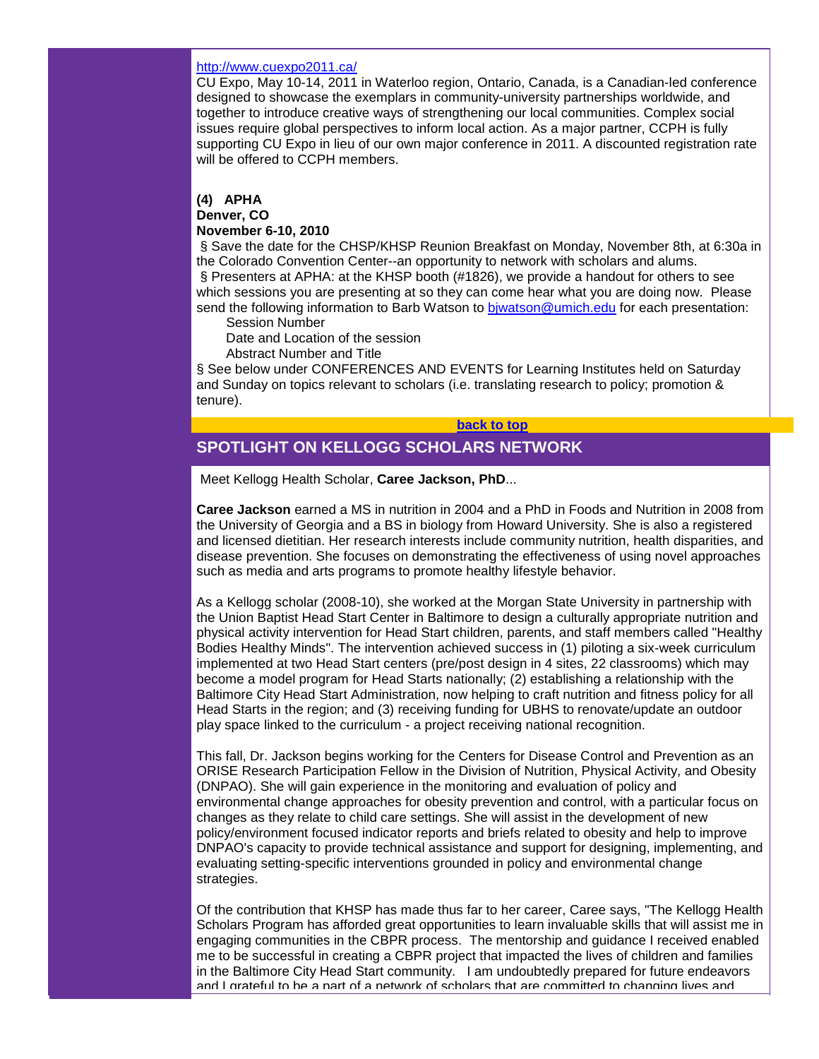http://www.cuexpo2011.ca/

CU Expo, May 10-14, 2011 in Waterloo region, Ontario, Canada, is a Canadian-led conference designed to showcase the exemplars in community-university partnerships worldwide, and together to introduce creative ways of strengthening our local communities. Complex social issues require global perspectives to inform local action. As a major partner, CCPH is fully supporting CU Expo in lieu of our own major conference in 2011. A discounted registration rate will be offered to CCPH members.

**(4) APHA**
**Denver, CO**
**November 6-10, 2010**

§ Save the date for the CHSP/KHSP Reunion Breakfast on Monday, November 8th, at 6:30a in the Colorado Convention Center--an opportunity to network with scholars and alums.

§ Presenters at APHA: at the KHSP booth (#1826), we provide a handout for others to see which sessions you are presenting at so they can come hear what you are doing now. Please send the following information to Barb Watson to bjwatson@umich.edu for each presentation:

Session Number
Date and Location of the session
Abstract Number and Title

§ See below under CONFERENCES AND EVENTS for Learning Institutes held on Saturday and Sunday on topics relevant to scholars (i.e. translating research to policy; promotion & tenure).

**back to top**

## SPOTLIGHT ON KELLOGG SCHOLARS NETWORK

Meet Kellogg Health Scholar, **Caree Jackson, PhD**...

**Caree Jackson** earned a MS in nutrition in 2004 and a PhD in Foods and Nutrition in 2008 from the University of Georgia and a BS in biology from Howard University. She is also a registered and licensed dietitian. Her research interests include community nutrition, health disparities, and disease prevention. She focuses on demonstrating the effectiveness of using novel approaches such as media and arts programs to promote healthy lifestyle behavior.

As a Kellogg scholar (2008-10), she worked at the Morgan State University in partnership with the Union Baptist Head Start Center in Baltimore to design a culturally appropriate nutrition and physical activity intervention for Head Start children, parents, and staff members called "Healthy Bodies Healthy Minds". The intervention achieved success in (1) piloting a six-week curriculum implemented at two Head Start centers (pre/post design in 4 sites, 22 classrooms) which may become a model program for Head Starts nationally; (2) establishing a relationship with the Baltimore City Head Start Administration, now helping to craft nutrition and fitness policy for all Head Starts in the region; and (3) receiving funding for UBHS to renovate/update an outdoor play space linked to the curriculum - a project receiving national recognition.

This fall, Dr. Jackson begins working for the Centers for Disease Control and Prevention as an ORISE Research Participation Fellow in the Division of Nutrition, Physical Activity, and Obesity (DNPAO). She will gain experience in the monitoring and evaluation of policy and environmental change approaches for obesity prevention and control, with a particular focus on changes as they relate to child care settings. She will assist in the development of new policy/environment focused indicator reports and briefs related to obesity and help to improve DNPAO's capacity to provide technical assistance and support for designing, implementing, and evaluating setting-specific interventions grounded in policy and environmental change strategies.

Of the contribution that KHSP has made thus far to her career, Caree says, "The Kellogg Health Scholars Program has afforded great opportunities to learn invaluable skills that will assist me in engaging communities in the CBPR process. The mentorship and guidance I received enabled me to be successful in creating a CBPR project that impacted the lives of children and families in the Baltimore City Head Start community. I am undoubtedly prepared for future endeavors and I grateful to be a part of a network of scholars that are committed to changing lives and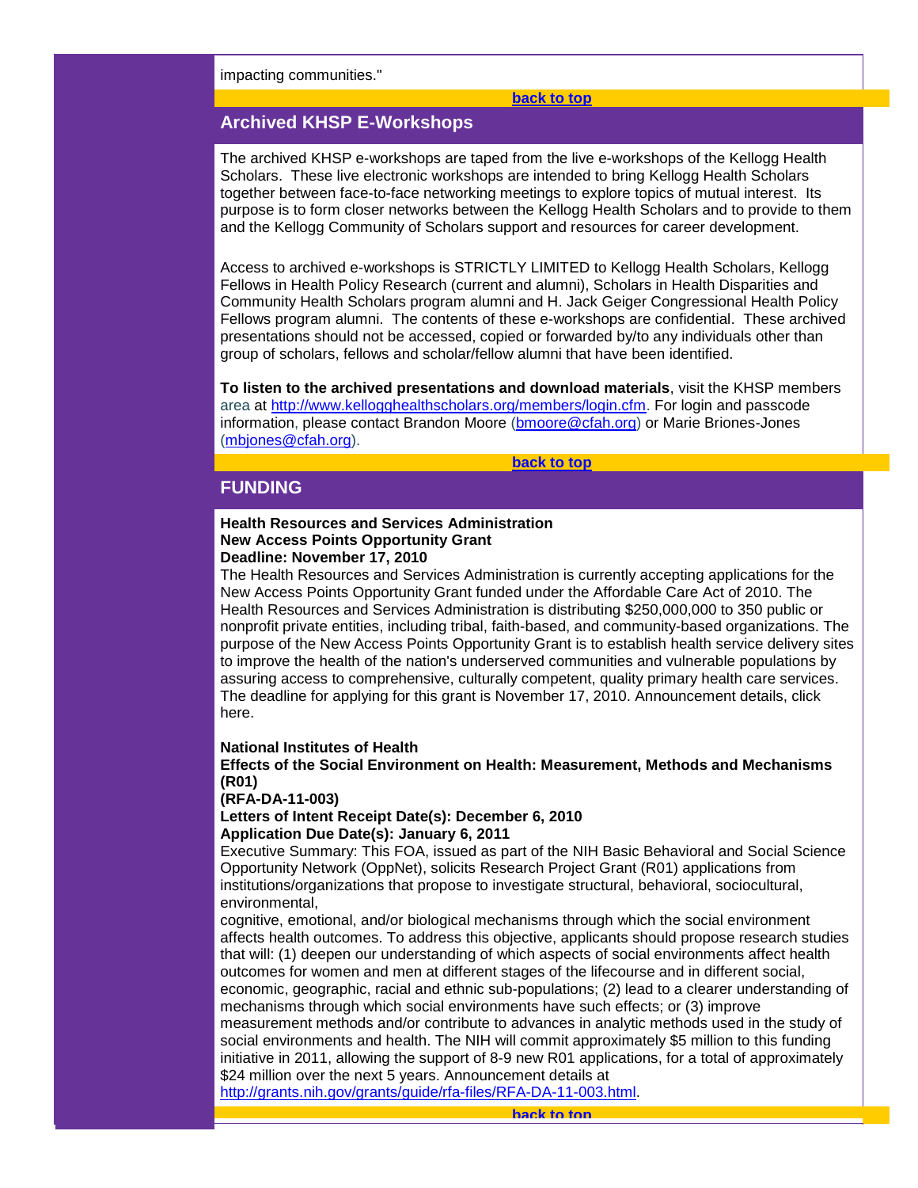impacting communities."

back to top

## Archived KHSP E-Workshops

The archived KHSP e-workshops are taped from the live e-workshops of the Kellogg Health Scholars. These live electronic workshops are intended to bring Kellogg Health Scholars together between face-to-face networking meetings to explore topics of mutual interest. Its purpose is to form closer networks between the Kellogg Health Scholars and to provide to them and the Kellogg Community of Scholars support and resources for career development.

Access to archived e-workshops is STRICTLY LIMITED to Kellogg Health Scholars, Kellogg Fellows in Health Policy Research (current and alumni), Scholars in Health Disparities and Community Health Scholars program alumni and H. Jack Geiger Congressional Health Policy Fellows program alumni. The contents of these e-workshops are confidential. These archived presentations should not be accessed, copied or forwarded by/to any individuals other than group of scholars, fellows and scholar/fellow alumni that have been identified.

**To listen to the archived presentations and download materials**, visit the KHSP members area at http://www.kellogghealthscholars.org/members/login.cfm. For login and passcode information, please contact Brandon Moore (bmoore@cfah.org) or Marie Briones-Jones (mbjones@cfah.org).

back to top

## FUNDING

**Health Resources and Services Administration**
**New Access Points Opportunity Grant**
**Deadline: November 17, 2010**
The Health Resources and Services Administration is currently accepting applications for the New Access Points Opportunity Grant funded under the Affordable Care Act of 2010. The Health Resources and Services Administration is distributing $250,000,000 to 350 public or nonprofit private entities, including tribal, faith-based, and community-based organizations. The purpose of the New Access Points Opportunity Grant is to establish health service delivery sites to improve the health of the nation's underserved communities and vulnerable populations by assuring access to comprehensive, culturally competent, quality primary health care services. The deadline for applying for this grant is November 17, 2010. Announcement details, click here.

**National Institutes of Health**
**Effects of the Social Environment on Health: Measurement, Methods and Mechanisms (R01)**
**(RFA-DA-11-003)**
**Letters of Intent Receipt Date(s): December 6, 2010**
**Application Due Date(s): January 6, 2011**
Executive Summary: This FOA, issued as part of the NIH Basic Behavioral and Social Science Opportunity Network (OppNet), solicits Research Project Grant (R01) applications from institutions/organizations that propose to investigate structural, behavioral, sociocultural, environmental,
cognitive, emotional, and/or biological mechanisms through which the social environment affects health outcomes. To address this objective, applicants should propose research studies that will: (1) deepen our understanding of which aspects of social environments affect health outcomes for women and men at different stages of the lifecourse and in different social, economic, geographic, racial and ethnic sub-populations; (2) lead to a clearer understanding of mechanisms through which social environments have such effects; or (3) improve measurement methods and/or contribute to advances in analytic methods used in the study of social environments and health. The NIH will commit approximately $5 million to this funding initiative in 2011, allowing the support of 8-9 new R01 applications, for a total of approximately $24 million over the next 5 years. Announcement details at http://grants.nih.gov/grants/guide/rfa-files/RFA-DA-11-003.html.

back to top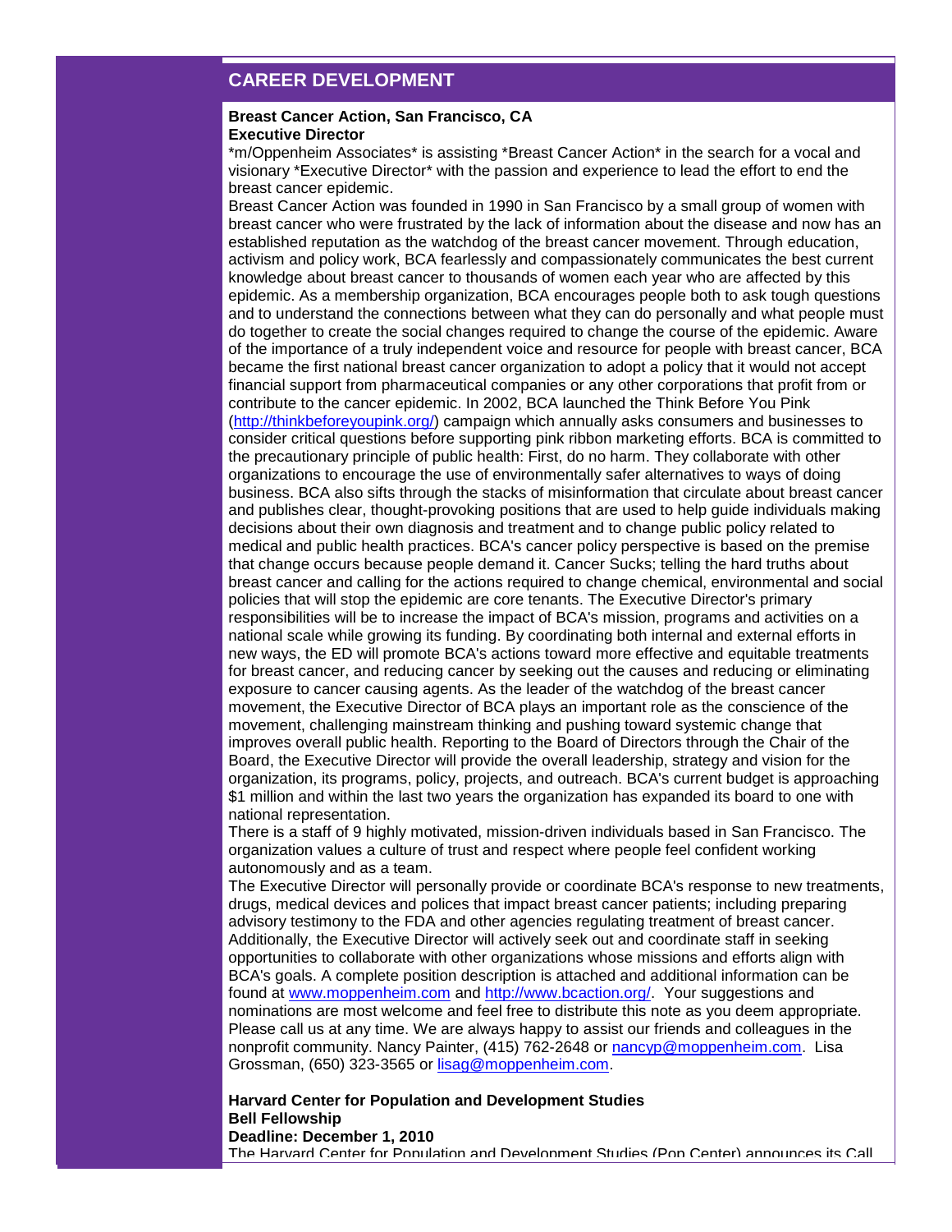## CAREER DEVELOPMENT

**Breast Cancer Action, San Francisco, CA**
**Executive Director**

*m/Oppenheim Associates* is assisting *Breast Cancer Action* in the search for a vocal and visionary *Executive Director* with the passion and experience to lead the effort to end the breast cancer epidemic.

Breast Cancer Action was founded in 1990 in San Francisco by a small group of women with breast cancer who were frustrated by the lack of information about the disease and now has an established reputation as the watchdog of the breast cancer movement. Through education, activism and policy work, BCA fearlessly and compassionately communicates the best current knowledge about breast cancer to thousands of women each year who are affected by this epidemic. As a membership organization, BCA encourages people both to ask tough questions and to understand the connections between what they can do personally and what people must do together to create the social changes required to change the course of the epidemic. Aware of the importance of a truly independent voice and resource for people with breast cancer, BCA became the first national breast cancer organization to adopt a policy that it would not accept financial support from pharmaceutical companies or any other corporations that profit from or contribute to the cancer epidemic. In 2002, BCA launched the Think Before You Pink (http://thinkbeforeyoupink.org/) campaign which annually asks consumers and businesses to consider critical questions before supporting pink ribbon marketing efforts. BCA is committed to the precautionary principle of public health: First, do no harm. They collaborate with other organizations to encourage the use of environmentally safer alternatives to ways of doing business. BCA also sifts through the stacks of misinformation that circulate about breast cancer and publishes clear, thought-provoking positions that are used to help guide individuals making decisions about their own diagnosis and treatment and to change public policy related to medical and public health practices. BCA's cancer policy perspective is based on the premise that change occurs because people demand it. Cancer Sucks; telling the hard truths about breast cancer and calling for the actions required to change chemical, environmental and social policies that will stop the epidemic are core tenants. The Executive Director's primary responsibilities will be to increase the impact of BCA's mission, programs and activities on a national scale while growing its funding. By coordinating both internal and external efforts in new ways, the ED will promote BCA's actions toward more effective and equitable treatments for breast cancer, and reducing cancer by seeking out the causes and reducing or eliminating exposure to cancer causing agents. As the leader of the watchdog of the breast cancer movement, the Executive Director of BCA plays an important role as the conscience of the movement, challenging mainstream thinking and pushing toward systemic change that improves overall public health. Reporting to the Board of Directors through the Chair of the Board, the Executive Director will provide the overall leadership, strategy and vision for the organization, its programs, policy, projects, and outreach. BCA's current budget is approaching $1 million and within the last two years the organization has expanded its board to one with national representation.

There is a staff of 9 highly motivated, mission-driven individuals based in San Francisco. The organization values a culture of trust and respect where people feel confident working autonomously and as a team.

The Executive Director will personally provide or coordinate BCA's response to new treatments, drugs, medical devices and polices that impact breast cancer patients; including preparing advisory testimony to the FDA and other agencies regulating treatment of breast cancer. Additionally, the Executive Director will actively seek out and coordinate staff in seeking opportunities to collaborate with other organizations whose missions and efforts align with BCA's goals. A complete position description is attached and additional information can be found at www.moppenheim.com and http://www.bcaction.org/. Your suggestions and nominations are most welcome and feel free to distribute this note as you deem appropriate. Please call us at any time. We are always happy to assist our friends and colleagues in the nonprofit community. Nancy Painter, (415) 762-2648 or nancyp@moppenheim.com. Lisa Grossman, (650) 323-3565 or lisag@moppenheim.com.

**Harvard Center for Population and Development Studies**
**Bell Fellowship**
**Deadline: December 1, 2010**

The Harvard Center for Population and Development Studies (Pop Center) announces its Call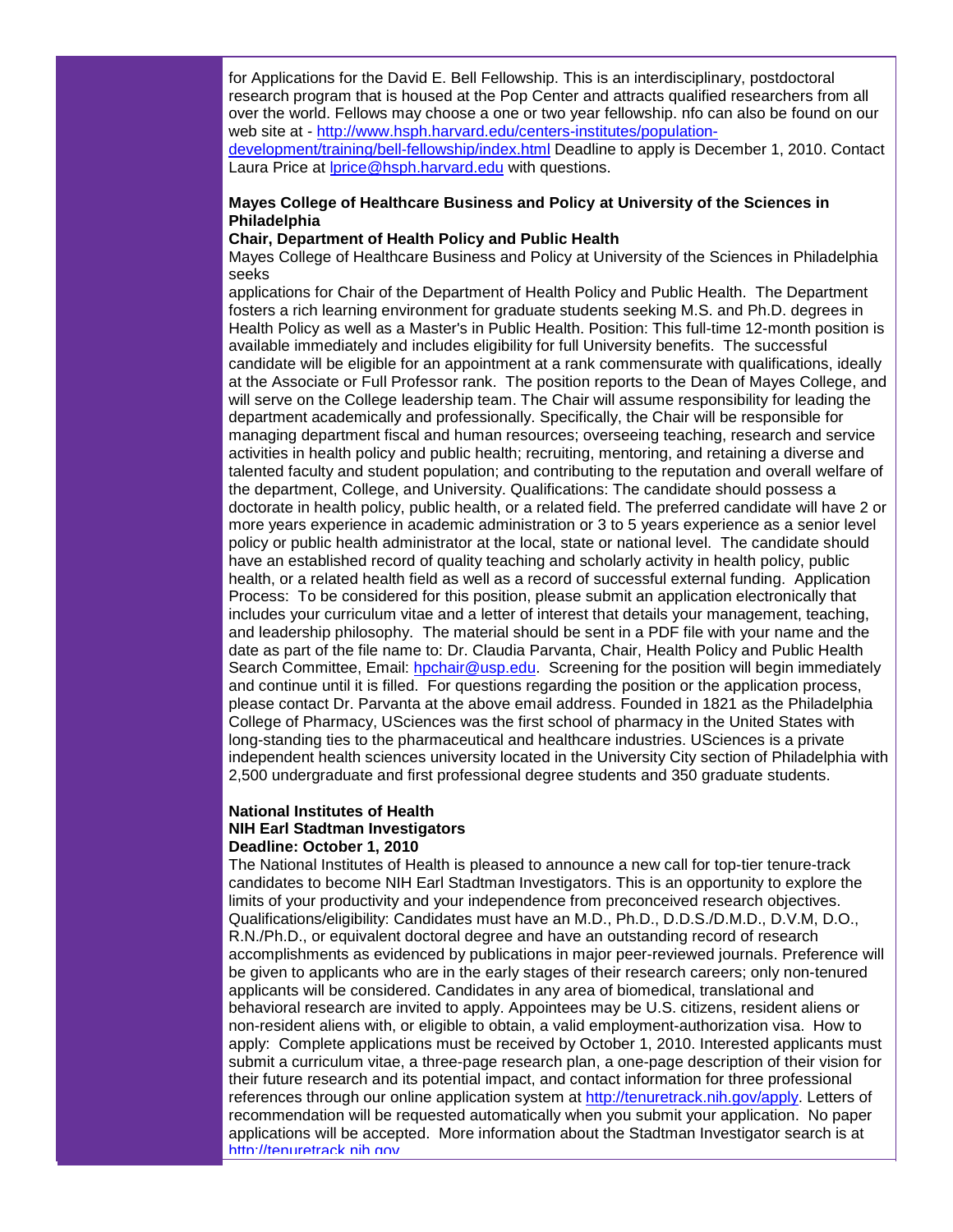for Applications for the David E. Bell Fellowship. This is an interdisciplinary, postdoctoral research program that is housed at the Pop Center and attracts qualified researchers from all over the world. Fellows may choose a one or two year fellowship. nfo can also be found on our web site at - [http://www.hsph.harvard.edu/centers-institutes/population-development/training/bell-fellowship/index.html](http://www.hsph.harvard.edu/centers-institutes/population-development/training/bell-fellowship/index.html) Deadline to apply is December 1, 2010. Contact Laura Price at [lprice@hsph.harvard.edu](mailto:lprice@hsph.harvard.edu) with questions.

**Mayes College of Healthcare Business and Policy at University of the Sciences in Philadelphia**
**Chair, Department of Health Policy and Public Health**

Mayes College of Healthcare Business and Policy at University of the Sciences in Philadelphia seeks
applications for Chair of the Department of Health Policy and Public Health. The Department fosters a rich learning environment for graduate students seeking M.S. and Ph.D. degrees in Health Policy as well as a Master's in Public Health. Position: This full-time 12-month position is available immediately and includes eligibility for full University benefits. The successful candidate will be eligible for an appointment at a rank commensurate with qualifications, ideally at the Associate or Full Professor rank. The position reports to the Dean of Mayes College, and will serve on the College leadership team. The Chair will assume responsibility for leading the department academically and professionally. Specifically, the Chair will be responsible for managing department fiscal and human resources; overseeing teaching, research and service activities in health policy and public health; recruiting, mentoring, and retaining a diverse and talented faculty and student population; and contributing to the reputation and overall welfare of the department, College, and University. Qualifications: The candidate should possess a doctorate in health policy, public health, or a related field. The preferred candidate will have 2 or more years experience in academic administration or 3 to 5 years experience as a senior level policy or public health administrator at the local, state or national level. The candidate should have an established record of quality teaching and scholarly activity in health policy, public health, or a related health field as well as a record of successful external funding. Application Process: To be considered for this position, please submit an application electronically that includes your curriculum vitae and a letter of interest that details your management, teaching, and leadership philosophy. The material should be sent in a PDF file with your name and the date as part of the file name to: Dr. Claudia Parvanta, Chair, Health Policy and Public Health Search Committee, Email: [hpchair@usp.edu](mailto:hpchair@usp.edu). Screening for the position will begin immediately and continue until it is filled. For questions regarding the position or the application process, please contact Dr. Parvanta at the above email address. Founded in 1821 as the Philadelphia College of Pharmacy, USciences was the first school of pharmacy in the United States with long-standing ties to the pharmaceutical and healthcare industries. USciences is a private independent health sciences university located in the University City section of Philadelphia with 2,500 undergraduate and first professional degree students and 350 graduate students.

**National Institutes of Health**
**NIH Earl Stadtman Investigators**
**Deadline: October 1, 2010**

The National Institutes of Health is pleased to announce a new call for top-tier tenure-track candidates to become NIH Earl Stadtman Investigators. This is an opportunity to explore the limits of your productivity and your independence from preconceived research objectives. Qualifications/eligibility: Candidates must have an M.D., Ph.D., D.D.S./D.M.D., D.V.M, D.O., R.N./Ph.D., or equivalent doctoral degree and have an outstanding record of research accomplishments as evidenced by publications in major peer-reviewed journals. Preference will be given to applicants who are in the early stages of their research careers; only non-tenured applicants will be considered. Candidates in any area of biomedical, translational and behavioral research are invited to apply. Appointees may be U.S. citizens, resident aliens or non-resident aliens with, or eligible to obtain, a valid employment-authorization visa. How to apply: Complete applications must be received by October 1, 2010. Interested applicants must submit a curriculum vitae, a three-page research plan, a one-page description of their vision for their future research and its potential impact, and contact information for three professional references through our online application system at [http://tenuretrack.nih.gov/apply](http://tenuretrack.nih.gov/apply). Letters of recommendation will be requested automatically when you submit your application. No paper applications will be accepted. More information about the Stadtman Investigator search is at [http://tenuretrack.nih.gov](http://tenuretrack.nih.gov)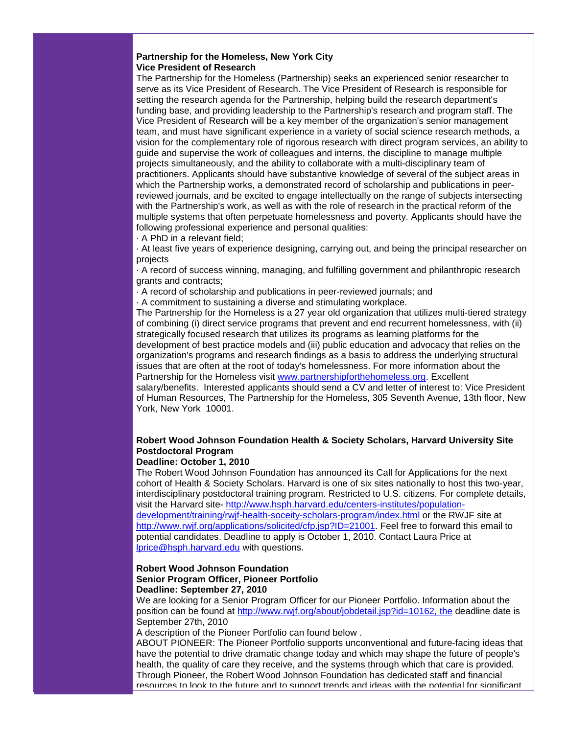**Partnership for the Homeless, New York City**
**Vice President of Research**

The Partnership for the Homeless (Partnership) seeks an experienced senior researcher to serve as its Vice President of Research. The Vice President of Research is responsible for setting the research agenda for the Partnership, helping build the research department's funding base, and providing leadership to the Partnership's research and program staff. The Vice President of Research will be a key member of the organization's senior management team, and must have significant experience in a variety of social science research methods, a vision for the complementary role of rigorous research with direct program services, an ability to guide and supervise the work of colleagues and interns, the discipline to manage multiple projects simultaneously, and the ability to collaborate with a multi-disciplinary team of practitioners. Applicants should have substantive knowledge of several of the subject areas in which the Partnership works, a demonstrated record of scholarship and publications in peer-reviewed journals, and be excited to engage intellectually on the range of subjects intersecting with the Partnership's work, as well as with the role of research in the practical reform of the multiple systems that often perpetuate homelessness and poverty. Applicants should have the following professional experience and personal qualities:

· A PhD in a relevant field;
· At least five years of experience designing, carrying out, and being the principal researcher on projects
· A record of success winning, managing, and fulfilling government and philanthropic research grants and contracts;
· A record of scholarship and publications in peer-reviewed journals; and
· A commitment to sustaining a diverse and stimulating workplace.

The Partnership for the Homeless is a 27 year old organization that utilizes multi-tiered strategy of combining (i) direct service programs that prevent and end recurrent homelessness, with (ii) strategically focused research that utilizes its programs as learning platforms for the development of best practice models and (iii) public education and advocacy that relies on the organization's programs and research findings as a basis to address the underlying structural issues that are often at the root of today's homelessness. For more information about the Partnership for the Homeless visit www.partnershipforthehomeless.org. Excellent salary/benefits. Interested applicants should send a CV and letter of interest to: Vice President of Human Resources, The Partnership for the Homeless, 305 Seventh Avenue, 13th floor, New York, New York 10001.

**Robert Wood Johnson Foundation Health & Society Scholars, Harvard University Site Postdoctoral Program**
**Deadline: October 1, 2010**

The Robert Wood Johnson Foundation has announced its Call for Applications for the next cohort of Health & Society Scholars. Harvard is one of six sites nationally to host this two-year, interdisciplinary postdoctoral training program. Restricted to U.S. citizens. For complete details, visit the Harvard site- http://www.hsph.harvard.edu/centers-institutes/population-development/training/rwjf-health-soceity-scholars-program/index.html or the RWJF site at http://www.rwjf.org/applications/solicited/cfp.jsp?ID=21001. Feel free to forward this email to potential candidates. Deadline to apply is October 1, 2010. Contact Laura Price at lprice@hsph.harvard.edu with questions.

**Robert Wood Johnson Foundation**
**Senior Program Officer, Pioneer Portfolio**
**Deadline: September 27, 2010**

We are looking for a Senior Program Officer for our Pioneer Portfolio. Information about the position can be found at http://www.rwjf.org/about/jobdetail.jsp?id=10162, the deadline date is September 27th, 2010

A description of the Pioneer Portfolio can found below .

ABOUT PIONEER: The Pioneer Portfolio supports unconventional and future-facing ideas that have the potential to drive dramatic change today and which may shape the future of people's health, the quality of care they receive, and the systems through which that care is provided. Through Pioneer, the Robert Wood Johnson Foundation has dedicated staff and financial resources to look to the future and to support trends and ideas with the potential for significant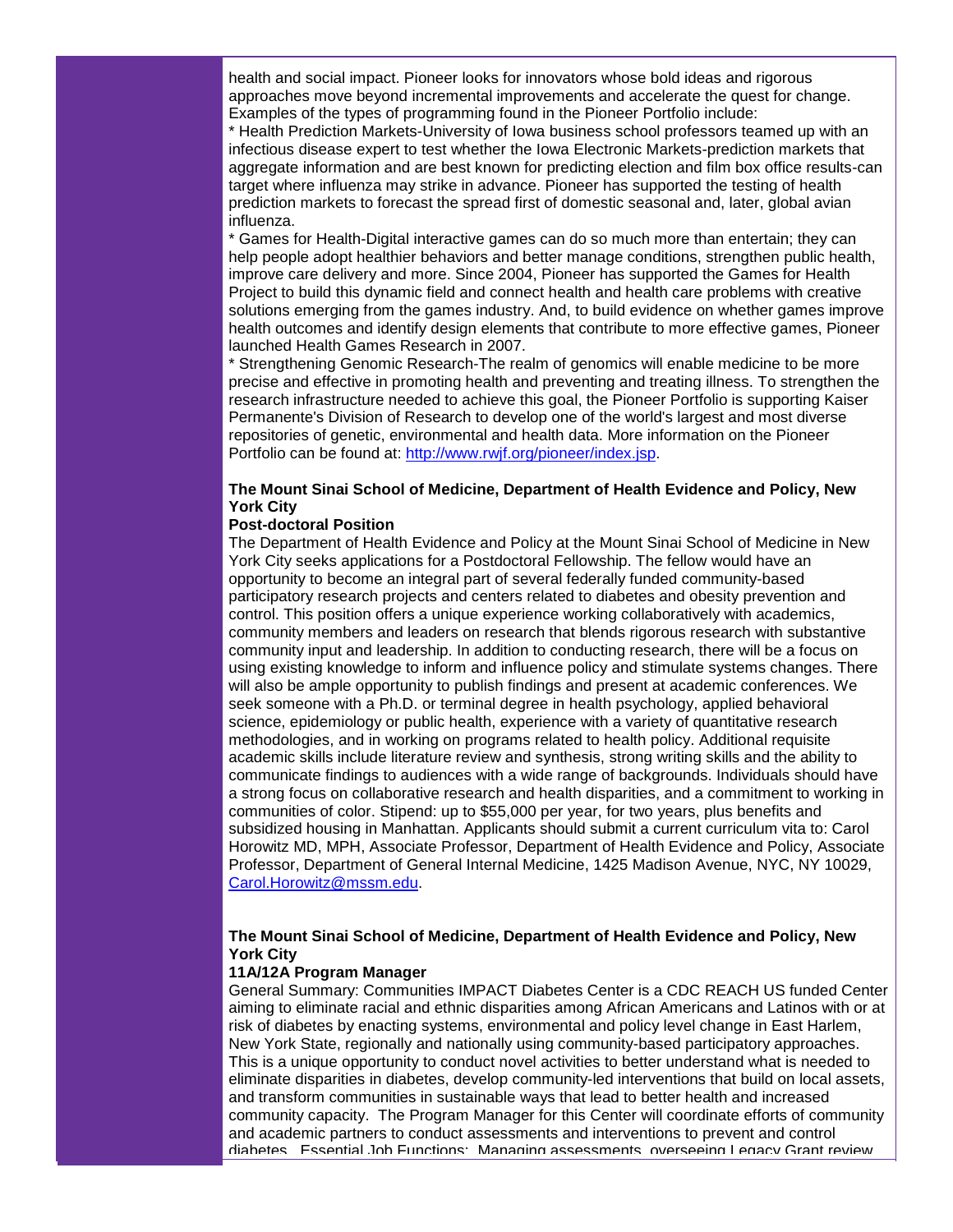health and social impact. Pioneer looks for innovators whose bold ideas and rigorous approaches move beyond incremental improvements and accelerate the quest for change. Examples of the types of programming found in the Pioneer Portfolio include:

* Health Prediction Markets-University of Iowa business school professors teamed up with an infectious disease expert to test whether the Iowa Electronic Markets-prediction markets that aggregate information and are best known for predicting election and film box office results-can target where influenza may strike in advance. Pioneer has supported the testing of health prediction markets to forecast the spread first of domestic seasonal and, later, global avian influenza.

* Games for Health-Digital interactive games can do so much more than entertain; they can help people adopt healthier behaviors and better manage conditions, strengthen public health, improve care delivery and more. Since 2004, Pioneer has supported the Games for Health Project to build this dynamic field and connect health and health care problems with creative solutions emerging from the games industry. And, to build evidence on whether games improve health outcomes and identify design elements that contribute to more effective games, Pioneer launched Health Games Research in 2007.

* Strengthening Genomic Research-The realm of genomics will enable medicine to be more precise and effective in promoting health and preventing and treating illness. To strengthen the research infrastructure needed to achieve this goal, the Pioneer Portfolio is supporting Kaiser Permanente's Division of Research to develop one of the world's largest and most diverse repositories of genetic, environmental and health data. More information on the Pioneer Portfolio can be found at: http://www.rwjf.org/pioneer/index.jsp.

**The Mount Sinai School of Medicine, Department of Health Evidence and Policy, New York City**

**Post-doctoral Position**

The Department of Health Evidence and Policy at the Mount Sinai School of Medicine in New York City seeks applications for a Postdoctoral Fellowship. The fellow would have an opportunity to become an integral part of several federally funded community-based participatory research projects and centers related to diabetes and obesity prevention and control. This position offers a unique experience working collaboratively with academics, community members and leaders on research that blends rigorous research with substantive community input and leadership. In addition to conducting research, there will be a focus on using existing knowledge to inform and influence policy and stimulate systems changes. There will also be ample opportunity to publish findings and present at academic conferences. We seek someone with a Ph.D. or terminal degree in health psychology, applied behavioral science, epidemiology or public health, experience with a variety of quantitative research methodologies, and in working on programs related to health policy. Additional requisite academic skills include literature review and synthesis, strong writing skills and the ability to communicate findings to audiences with a wide range of backgrounds. Individuals should have a strong focus on collaborative research and health disparities, and a commitment to working in communities of color. Stipend: up to $55,000 per year, for two years, plus benefits and subsidized housing in Manhattan. Applicants should submit a current curriculum vita to: Carol Horowitz MD, MPH, Associate Professor, Department of Health Evidence and Policy, Associate Professor, Department of General Internal Medicine, 1425 Madison Avenue, NYC, NY 10029, Carol.Horowitz@mssm.edu.

**The Mount Sinai School of Medicine, Department of Health Evidence and Policy, New York City**

**11A/12A Program Manager**

General Summary: Communities IMPACT Diabetes Center is a CDC REACH US funded Center aiming to eliminate racial and ethnic disparities among African Americans and Latinos with or at risk of diabetes by enacting systems, environmental and policy level change in East Harlem, New York State, regionally and nationally using community-based participatory approaches. This is a unique opportunity to conduct novel activities to better understand what is needed to eliminate disparities in diabetes, develop community-led interventions that build on local assets, and transform communities in sustainable ways that lead to better health and increased community capacity. The Program Manager for this Center will coordinate efforts of community and academic partners to conduct assessments and interventions to prevent and control diabetes. Essential Job Functions: Managing assessments, overseeing Legacy Grant review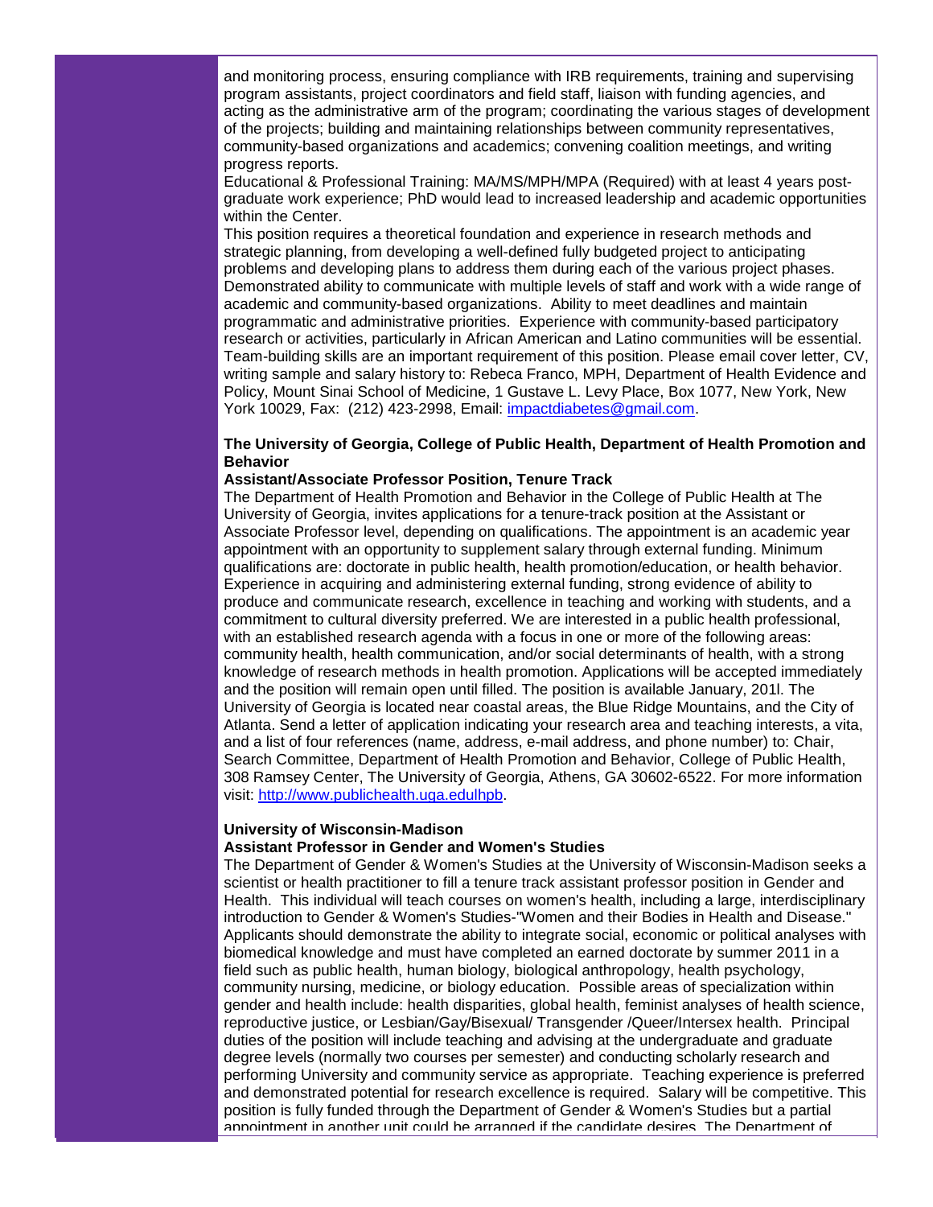and monitoring process, ensuring compliance with IRB requirements, training and supervising program assistants, project coordinators and field staff, liaison with funding agencies, and acting as the administrative arm of the program; coordinating the various stages of development of the projects; building and maintaining relationships between community representatives, community-based organizations and academics; convening coalition meetings, and writing progress reports.

Educational & Professional Training: MA/MS/MPH/MPA (Required) with at least 4 years post-graduate work experience; PhD would lead to increased leadership and academic opportunities within the Center.

This position requires a theoretical foundation and experience in research methods and strategic planning, from developing a well-defined fully budgeted project to anticipating problems and developing plans to address them during each of the various project phases. Demonstrated ability to communicate with multiple levels of staff and work with a wide range of academic and community-based organizations. Ability to meet deadlines and maintain programmatic and administrative priorities. Experience with community-based participatory research or activities, particularly in African American and Latino communities will be essential. Team-building skills are an important requirement of this position. Please email cover letter, CV, writing sample and salary history to: Rebeca Franco, MPH, Department of Health Evidence and Policy, Mount Sinai School of Medicine, 1 Gustave L. Levy Place, Box 1077, New York, New York 10029, Fax: (212) 423-2998, Email: impactdiabetes@gmail.com.

**The University of Georgia, College of Public Health, Department of Health Promotion and Behavior**

**Assistant/Associate Professor Position, Tenure Track**

The Department of Health Promotion and Behavior in the College of Public Health at The University of Georgia, invites applications for a tenure-track position at the Assistant or Associate Professor level, depending on qualifications. The appointment is an academic year appointment with an opportunity to supplement salary through external funding. Minimum qualifications are: doctorate in public health, health promotion/education, or health behavior. Experience in acquiring and administering external funding, strong evidence of ability to produce and communicate research, excellence in teaching and working with students, and a commitment to cultural diversity preferred. We are interested in a public health professional, with an established research agenda with a focus in one or more of the following areas: community health, health communication, and/or social determinants of health, with a strong knowledge of research methods in health promotion. Applications will be accepted immediately and the position will remain open until filled. The position is available January, 201l. The University of Georgia is located near coastal areas, the Blue Ridge Mountains, and the City of Atlanta. Send a letter of application indicating your research area and teaching interests, a vita, and a list of four references (name, address, e-mail address, and phone number) to: Chair, Search Committee, Department of Health Promotion and Behavior, College of Public Health, 308 Ramsey Center, The University of Georgia, Athens, GA 30602-6522. For more information visit: http://www.publichealth.uga.edulhpb.

**University of Wisconsin-Madison**

**Assistant Professor in Gender and Women's Studies**

The Department of Gender & Women's Studies at the University of Wisconsin-Madison seeks a scientist or health practitioner to fill a tenure track assistant professor position in Gender and Health. This individual will teach courses on women's health, including a large, interdisciplinary introduction to Gender & Women's Studies-"Women and their Bodies in Health and Disease." Applicants should demonstrate the ability to integrate social, economic or political analyses with biomedical knowledge and must have completed an earned doctorate by summer 2011 in a field such as public health, human biology, biological anthropology, health psychology, community nursing, medicine, or biology education. Possible areas of specialization within gender and health include: health disparities, global health, feminist analyses of health science, reproductive justice, or Lesbian/Gay/Bisexual/ Transgender /Queer/Intersex health. Principal duties of the position will include teaching and advising at the undergraduate and graduate degree levels (normally two courses per semester) and conducting scholarly research and performing University and community service as appropriate. Teaching experience is preferred and demonstrated potential for research excellence is required. Salary will be competitive. This position is fully funded through the Department of Gender & Women's Studies but a partial appointment in another unit could be arranged if the candidate desires. The Department of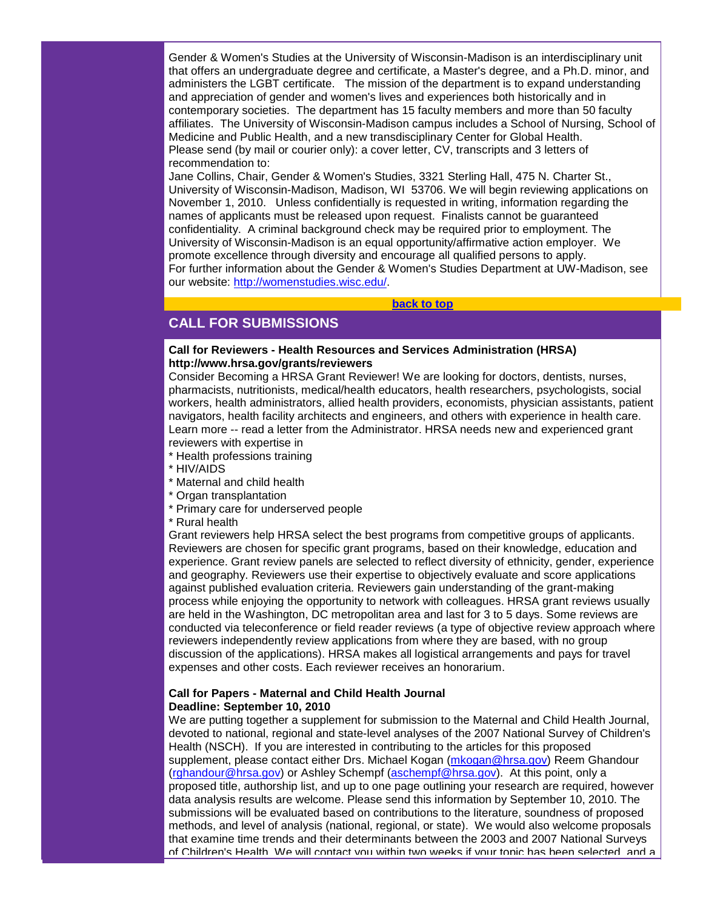Gender & Women's Studies at the University of Wisconsin-Madison is an interdisciplinary unit that offers an undergraduate degree and certificate, a Master's degree, and a Ph.D. minor, and administers the LGBT certificate. The mission of the department is to expand understanding and appreciation of gender and women's lives and experiences both historically and in contemporary societies. The department has 15 faculty members and more than 50 faculty affiliates. The University of Wisconsin-Madison campus includes a School of Nursing, School of Medicine and Public Health, and a new transdisciplinary Center for Global Health.
Please send (by mail or courier only): a cover letter, CV, transcripts and 3 letters of recommendation to:
Jane Collins, Chair, Gender & Women's Studies, 3321 Sterling Hall, 475 N. Charter St., University of Wisconsin-Madison, Madison, WI 53706. We will begin reviewing applications on November 1, 2010. Unless confidentially is requested in writing, information regarding the names of applicants must be released upon request. Finalists cannot be guaranteed confidentiality. A criminal background check may be required prior to employment. The University of Wisconsin-Madison is an equal opportunity/affirmative action employer. We promote excellence through diversity and encourage all qualified persons to apply.
For further information about the Gender & Women's Studies Department at UW-Madison, see our website: http://womenstudies.wisc.edu/.

back to top

## CALL FOR SUBMISSIONS

**Call for Reviewers - Health Resources and Services Administration (HRSA)**
**http://www.hrsa.gov/grants/reviewers**

Consider Becoming a HRSA Grant Reviewer! We are looking for doctors, dentists, nurses, pharmacists, nutritionists, medical/health educators, health researchers, psychologists, social workers, health administrators, allied health providers, economists, physician assistants, patient navigators, health facility architects and engineers, and others with experience in health care. Learn more -- read a letter from the Administrator. HRSA needs new and experienced grant reviewers with expertise in

* Health professions training
* HIV/AIDS
* Maternal and child health
* Organ transplantation
* Primary care for underserved people
* Rural health

Grant reviewers help HRSA select the best programs from competitive groups of applicants. Reviewers are chosen for specific grant programs, based on their knowledge, education and experience. Grant review panels are selected to reflect diversity of ethnicity, gender, experience and geography. Reviewers use their expertise to objectively evaluate and score applications against published evaluation criteria. Reviewers gain understanding of the grant-making process while enjoying the opportunity to network with colleagues. HRSA grant reviews usually are held in the Washington, DC metropolitan area and last for 3 to 5 days. Some reviews are conducted via teleconference or field reader reviews (a type of objective review approach where reviewers independently review applications from where they are based, with no group discussion of the applications). HRSA makes all logistical arrangements and pays for travel expenses and other costs. Each reviewer receives an honorarium.

**Call for Papers - Maternal and Child Health Journal**
**Deadline: September 10, 2010**

We are putting together a supplement for submission to the Maternal and Child Health Journal, devoted to national, regional and state-level analyses of the 2007 National Survey of Children's Health (NSCH). If you are interested in contributing to the articles for this proposed supplement, please contact either Drs. Michael Kogan (mkogan@hrsa.gov) Reem Ghandour (rghandour@hrsa.gov) or Ashley Schempf (aschempf@hrsa.gov). At this point, only a proposed title, authorship list, and up to one page outlining your research are required, however data analysis results are welcome. Please send this information by September 10, 2010. The submissions will be evaluated based on contributions to the literature, soundness of proposed methods, and level of analysis (national, regional, or state). We would also welcome proposals that examine time trends and their determinants between the 2003 and 2007 National Surveys of Children's Health. We will contact you within two weeks if your topic has been selected, and a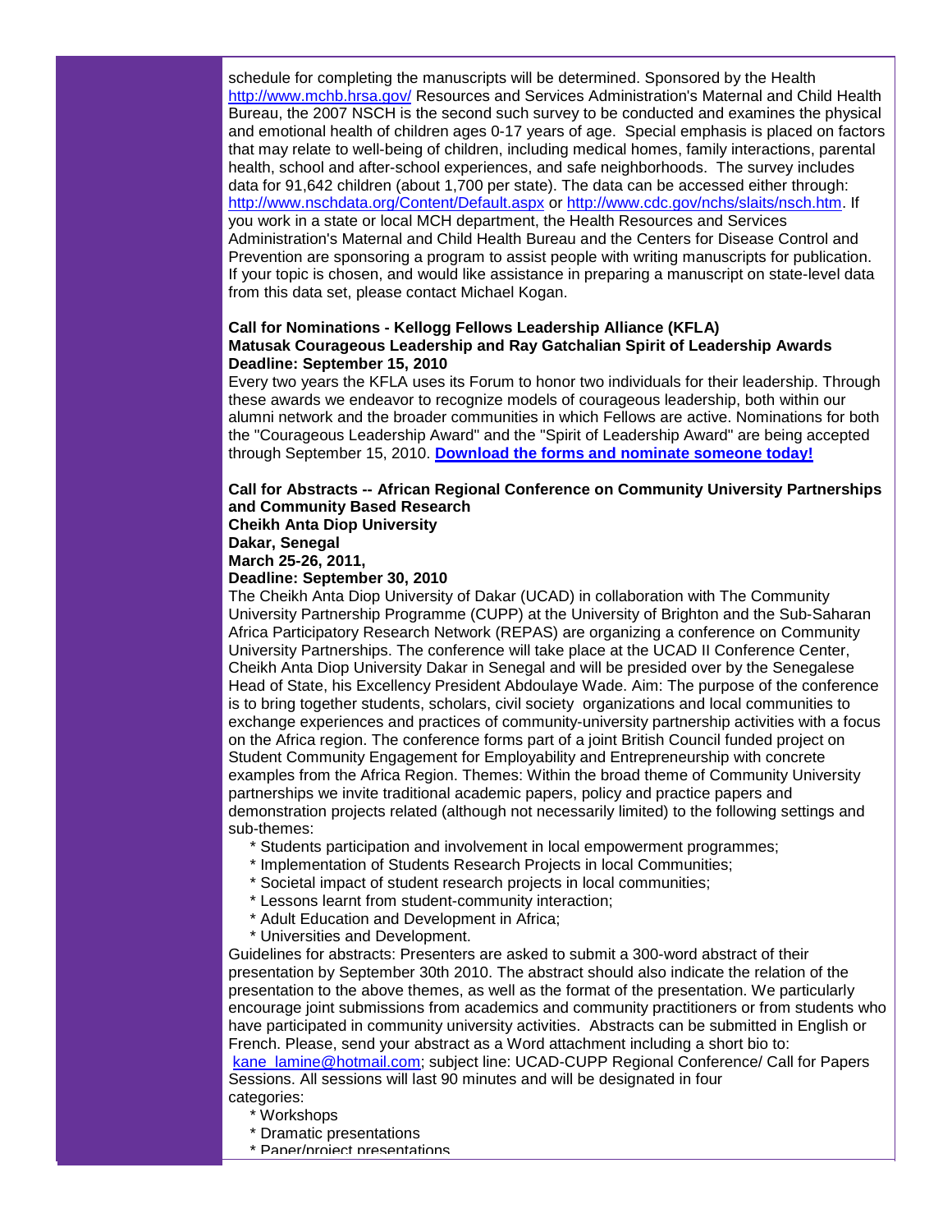schedule for completing the manuscripts will be determined. Sponsored by the Health http://www.mchb.hrsa.gov/ Resources and Services Administration's Maternal and Child Health Bureau, the 2007 NSCH is the second such survey to be conducted and examines the physical and emotional health of children ages 0-17 years of age. Special emphasis is placed on factors that may relate to well-being of children, including medical homes, family interactions, parental health, school and after-school experiences, and safe neighborhoods. The survey includes data for 91,642 children (about 1,700 per state). The data can be accessed either through: http://www.nschdata.org/Content/Default.aspx or http://www.cdc.gov/nchs/slaits/nsch.htm. If you work in a state or local MCH department, the Health Resources and Services Administration's Maternal and Child Health Bureau and the Centers for Disease Control and Prevention are sponsoring a program to assist people with writing manuscripts for publication. If your topic is chosen, and would like assistance in preparing a manuscript on state-level data from this data set, please contact Michael Kogan.

**Call for Nominations - Kellogg Fellows Leadership Alliance (KFLA)**
**Matusak Courageous Leadership and Ray Gatchalian Spirit of Leadership Awards**
**Deadline: September 15, 2010**

Every two years the KFLA uses its Forum to honor two individuals for their leadership. Through these awards we endeavor to recognize models of courageous leadership, both within our alumni network and the broader communities in which Fellows are active. Nominations for both the "Courageous Leadership Award" and the "Spirit of Leadership Award" are being accepted through September 15, 2010. **Download the forms and nominate someone today!**

**Call for Abstracts -- African Regional Conference on Community University Partnerships and Community Based Research**
**Cheikh Anta Diop University**
**Dakar, Senegal**
**March 25-26, 2011,**
**Deadline: September 30, 2010**

The Cheikh Anta Diop University of Dakar (UCAD) in collaboration with The Community University Partnership Programme (CUPP) at the University of Brighton and the Sub-Saharan Africa Participatory Research Network (REPAS) are organizing a conference on Community University Partnerships. The conference will take place at the UCAD II Conference Center, Cheikh Anta Diop University Dakar in Senegal and will be presided over by the Senegalese Head of State, his Excellency President Abdoulaye Wade. Aim: The purpose of the conference is to bring together students, scholars, civil society organizations and local communities to exchange experiences and practices of community-university partnership activities with a focus on the Africa region. The conference forms part of a joint British Council funded project on Student Community Engagement for Employability and Entrepreneurship with concrete examples from the Africa Region. Themes: Within the broad theme of Community University partnerships we invite traditional academic papers, policy and practice papers and demonstration projects related (although not necessarily limited) to the following settings and sub-themes:

* Students participation and involvement in local empowerment programmes;
* Implementation of Students Research Projects in local Communities;
* Societal impact of student research projects in local communities;
* Lessons learnt from student-community interaction;
* Adult Education and Development in Africa;
* Universities and Development.

Guidelines for abstracts: Presenters are asked to submit a 300-word abstract of their presentation by September 30th 2010. The abstract should also indicate the relation of the presentation to the above themes, as well as the format of the presentation. We particularly encourage joint submissions from academics and community practitioners or from students who have participated in community university activities. Abstracts can be submitted in English or French. Please, send your abstract as a Word attachment including a short bio to: kane_lamine@hotmail.com; subject line: UCAD-CUPP Regional Conference/ Call for Papers Sessions. All sessions will last 90 minutes and will be designated in four categories:

* Workshops
* Dramatic presentations
* Paper/project presentations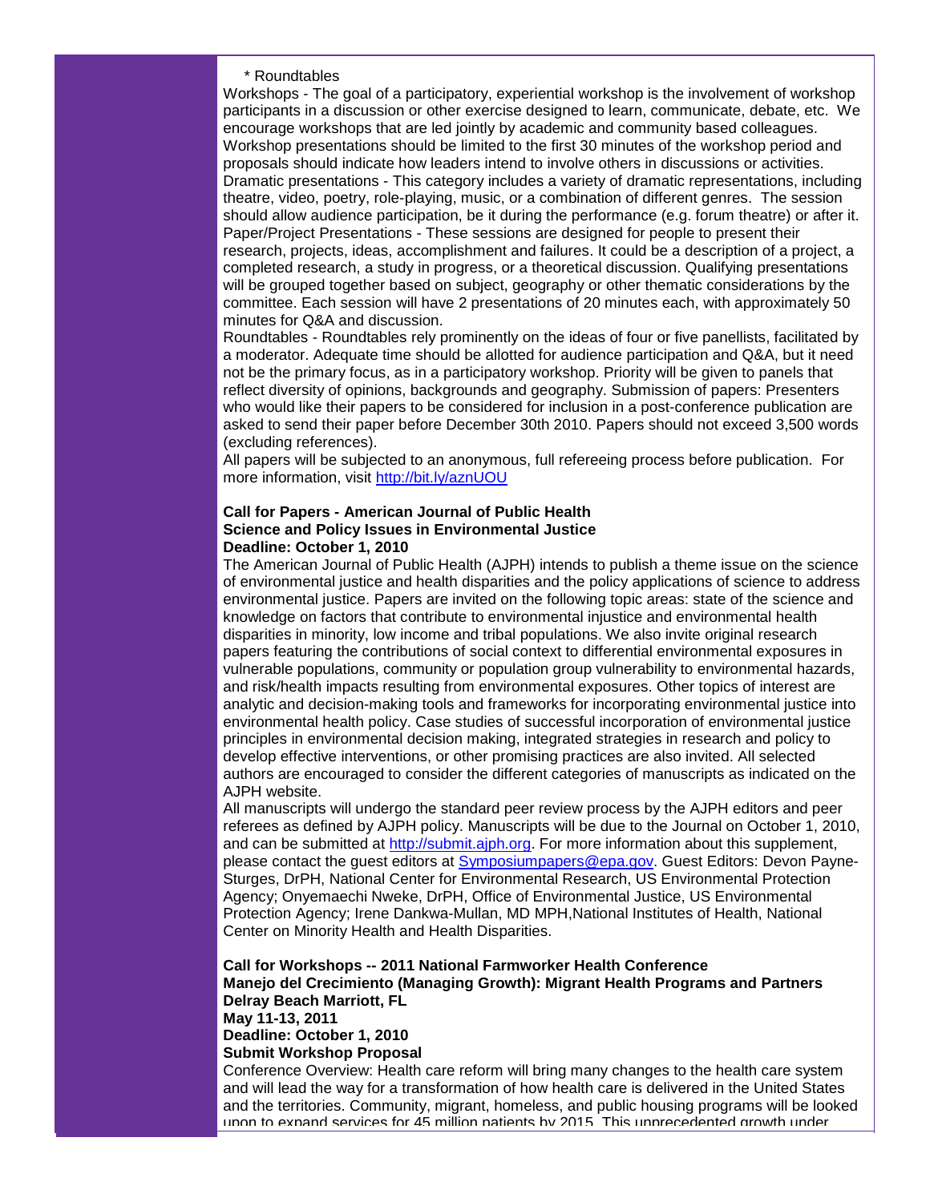\* Roundtables

Workshops - The goal of a participatory, experiential workshop is the involvement of workshop participants in a discussion or other exercise designed to learn, communicate, debate, etc.  We encourage workshops that are led jointly by academic and community based colleagues. Workshop presentations should be limited to the first 30 minutes of the workshop period and proposals should indicate how leaders intend to involve others in discussions or activities.
Dramatic presentations - This category includes a variety of dramatic representations, including theatre, video, poetry, role-playing, music, or a combination of different genres.  The session should allow audience participation, be it during the performance (e.g. forum theatre) or after it.
Paper/Project Presentations - These sessions are designed for people to present their research, projects, ideas, accomplishment and failures. It could be a description of a project, a completed research, a study in progress, or a theoretical discussion. Qualifying presentations will be grouped together based on subject, geography or other thematic considerations by the committee. Each session will have 2 presentations of 20 minutes each, with approximately 50 minutes for Q&A and discussion.
Roundtables - Roundtables rely prominently on the ideas of four or five panellists, facilitated by a moderator. Adequate time should be allotted for audience participation and Q&A, but it need not be the primary focus, as in a participatory workshop. Priority will be given to panels that reflect diversity of opinions, backgrounds and geography. Submission of papers: Presenters who would like their papers to be considered for inclusion in a post-conference publication are asked to send their paper before December 30th 2010. Papers should not exceed 3,500 words (excluding references).
All papers will be subjected to an anonymous, full refereeing process before publication.  For more information, visit http://bit.ly/aznUOU

**Call for Papers - American Journal of Public Health**
**Science and Policy Issues in Environmental Justice**
**Deadline: October 1, 2010**

The American Journal of Public Health (AJPH) intends to publish a theme issue on the science of environmental justice and health disparities and the policy applications of science to address environmental justice. Papers are invited on the following topic areas: state of the science and knowledge on factors that contribute to environmental injustice and environmental health disparities in minority, low income and tribal populations. We also invite original research papers featuring the contributions of social context to differential environmental exposures in vulnerable populations, community or population group vulnerability to environmental hazards, and risk/health impacts resulting from environmental exposures. Other topics of interest are analytic and decision-making tools and frameworks for incorporating environmental justice into environmental health policy. Case studies of successful incorporation of environmental justice principles in environmental decision making, integrated strategies in research and policy to develop effective interventions, or other promising practices are also invited. All selected authors are encouraged to consider the different categories of manuscripts as indicated on the AJPH website.
All manuscripts will undergo the standard peer review process by the AJPH editors and peer referees as defined by AJPH policy. Manuscripts will be due to the Journal on October 1, 2010, and can be submitted at http://submit.ajph.org. For more information about this supplement, please contact the guest editors at Symposiumpapers@epa.gov. Guest Editors: Devon Payne-Sturges, DrPH, National Center for Environmental Research, US Environmental Protection Agency; Onyemaechi Nweke, DrPH, Office of Environmental Justice, US Environmental Protection Agency; Irene Dankwa-Mullan, MD MPH,National Institutes of Health, National Center on Minority Health and Health Disparities.

**Call for Workshops -- 2011 National Farmworker Health Conference**
**Manejo del Crecimiento (Managing Growth): Migrant Health Programs and Partners**
**Delray Beach Marriott, FL**
**May 11-13, 2011**
**Deadline: October 1, 2010**
**Submit Workshop Proposal**

Conference Overview: Health care reform will bring many changes to the health care system and will lead the way for a transformation of how health care is delivered in the United States and the territories. Community, migrant, homeless, and public housing programs will be looked upon to expand services for 45 million patients by 2015. This unprecedented growth under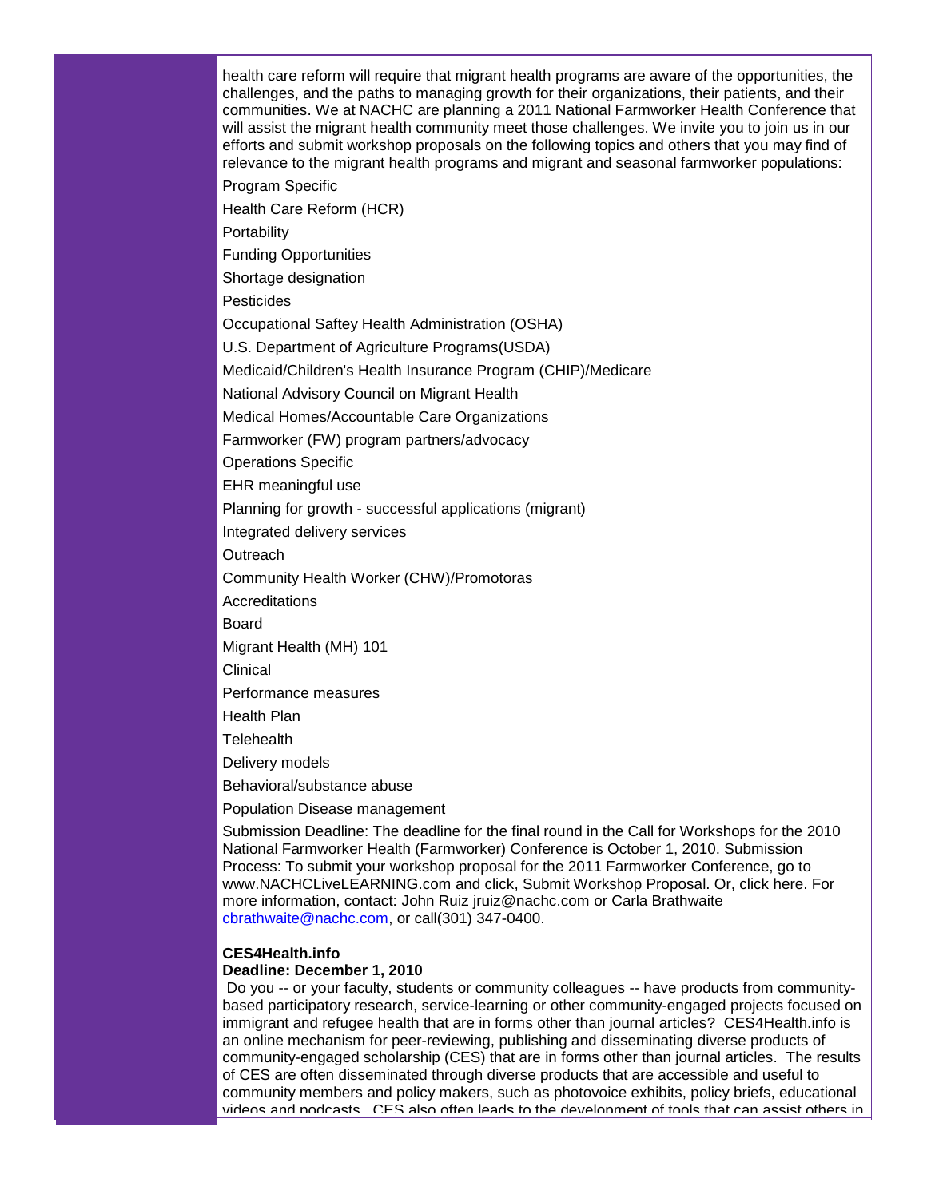health care reform will require that migrant health programs are aware of the opportunities, the challenges, and the paths to managing growth for their organizations, their patients, and their communities. We at NACHC are planning a 2011 National Farmworker Health Conference that will assist the migrant health community meet those challenges. We invite you to join us in our efforts and submit workshop proposals on the following topics and others that you may find of relevance to the migrant health programs and migrant and seasonal farmworker populations:

Program Specific

Health Care Reform (HCR)

Portability

Funding Opportunities

Shortage designation

Pesticides

Occupational Saftey Health Administration (OSHA)

U.S. Department of Agriculture Programs(USDA)

Medicaid/Children's Health Insurance Program (CHIP)/Medicare

National Advisory Council on Migrant Health

Medical Homes/Accountable Care Organizations

Farmworker (FW) program partners/advocacy

Operations Specific

EHR meaningful use

Planning for growth - successful applications (migrant)

Integrated delivery services

Outreach

Community Health Worker (CHW)/Promotoras

Accreditations

Board

Migrant Health (MH) 101

Clinical

Performance measures

Health Plan

Telehealth

Delivery models

Behavioral/substance abuse

Population Disease management

Submission Deadline: The deadline for the final round in the Call for Workshops for the 2010 National Farmworker Health (Farmworker) Conference is October 1, 2010. Submission Process: To submit your workshop proposal for the 2011 Farmworker Conference, go to www.NACHCLiveLEARNING.com and click, Submit Workshop Proposal. Or, click here. For more information, contact: John Ruiz jruiz@nachc.com or Carla Brathwaite cbrathwaite@nachc.com, or call(301) 347-0400.

**CES4Health.info**
**Deadline: December 1, 2010**

Do you -- or your faculty, students or community colleagues -- have products from community-based participatory research, service-learning or other community-engaged projects focused on immigrant and refugee health that are in forms other than journal articles? CES4Health.info is an online mechanism for peer-reviewing, publishing and disseminating diverse products of community-engaged scholarship (CES) that are in forms other than journal articles. The results of CES are often disseminated through diverse products that are accessible and useful to community members and policy makers, such as photovoice exhibits, policy briefs, educational videos and podcasts. CES also often leads to the development of tools that can assist others in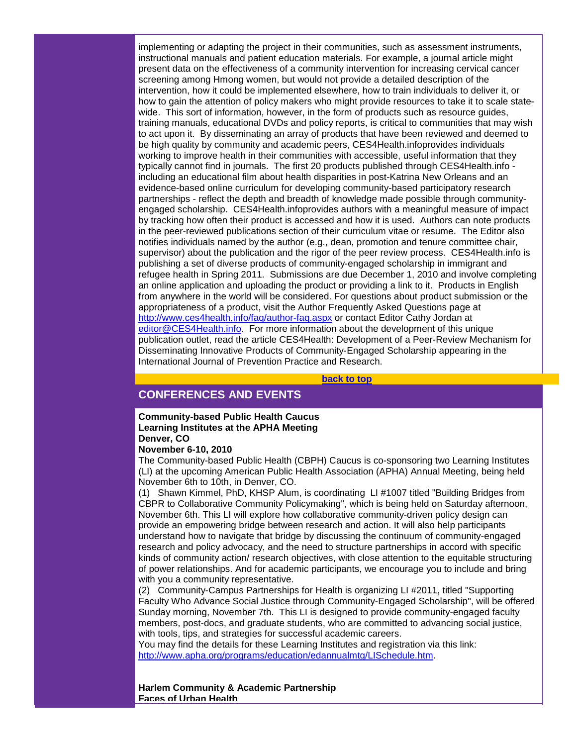implementing or adapting the project in their communities, such as assessment instruments, instructional manuals and patient education materials. For example, a journal article might present data on the effectiveness of a community intervention for increasing cervical cancer screening among Hmong women, but would not provide a detailed description of the intervention, how it could be implemented elsewhere, how to train individuals to deliver it, or how to gain the attention of policy makers who might provide resources to take it to scale state-wide. This sort of information, however, in the form of products such as resource guides, training manuals, educational DVDs and policy reports, is critical to communities that may wish to act upon it. By disseminating an array of products that have been reviewed and deemed to be high quality by community and academic peers, CES4Health.infoprovides individuals working to improve health in their communities with accessible, useful information that they typically cannot find in journals. The first 20 products published through CES4Health.info - including an educational film about health disparities in post-Katrina New Orleans and an evidence-based online curriculum for developing community-based participatory research partnerships - reflect the depth and breadth of knowledge made possible through community-engaged scholarship. CES4Health.infoprovides authors with a meaningful measure of impact by tracking how often their product is accessed and how it is used. Authors can note products in the peer-reviewed publications section of their curriculum vitae or resume. The Editor also notifies individuals named by the author (e.g., dean, promotion and tenure committee chair, supervisor) about the publication and the rigor of the peer review process. CES4Health.info is publishing a set of diverse products of community-engaged scholarship in immigrant and refugee health in Spring 2011. Submissions are due December 1, 2010 and involve completing an online application and uploading the product or providing a link to it. Products in English from anywhere in the world will be considered. For questions about product submission or the appropriateness of a product, visit the Author Frequently Asked Questions page at http://www.ces4health.info/faq/author-faq.aspx or contact Editor Cathy Jordan at editor@CES4Health.info. For more information about the development of this unique publication outlet, read the article CES4Health: Development of a Peer-Review Mechanism for Disseminating Innovative Products of Community-Engaged Scholarship appearing in the International Journal of Prevention Practice and Research.

**back to top**

## CONFERENCES AND EVENTS

**Community-based Public Health Caucus**
**Learning Institutes at the APHA Meeting**
**Denver, CO**
**November 6-10, 2010**

The Community-based Public Health (CBPH) Caucus is co-sponsoring two Learning Institutes (LI) at the upcoming American Public Health Association (APHA) Annual Meeting, being held November 6th to 10th, in Denver, CO.

(1) Shawn Kimmel, PhD, KHSP Alum, is coordinating LI #1007 titled "Building Bridges from CBPR to Collaborative Community Policymaking", which is being held on Saturday afternoon, November 6th. This LI will explore how collaborative community-driven policy design can provide an empowering bridge between research and action. It will also help participants understand how to navigate that bridge by discussing the continuum of community-engaged research and policy advocacy, and the need to structure partnerships in accord with specific kinds of community action/ research objectives, with close attention to the equitable structuring of power relationships. And for academic participants, we encourage you to include and bring with you a community representative.

(2) Community-Campus Partnerships for Health is organizing LI #2011, titled "Supporting Faculty Who Advance Social Justice through Community-Engaged Scholarship", will be offered Sunday morning, November 7th. This LI is designed to provide community-engaged faculty members, post-docs, and graduate students, who are committed to advancing social justice, with tools, tips, and strategies for successful academic careers.

You may find the details for these Learning Institutes and registration via this link: http://www.apha.org/programs/education/edannualmtg/LISchedule.htm.

**Harlem Community & Academic Partnership**
**Faces of Urban Health**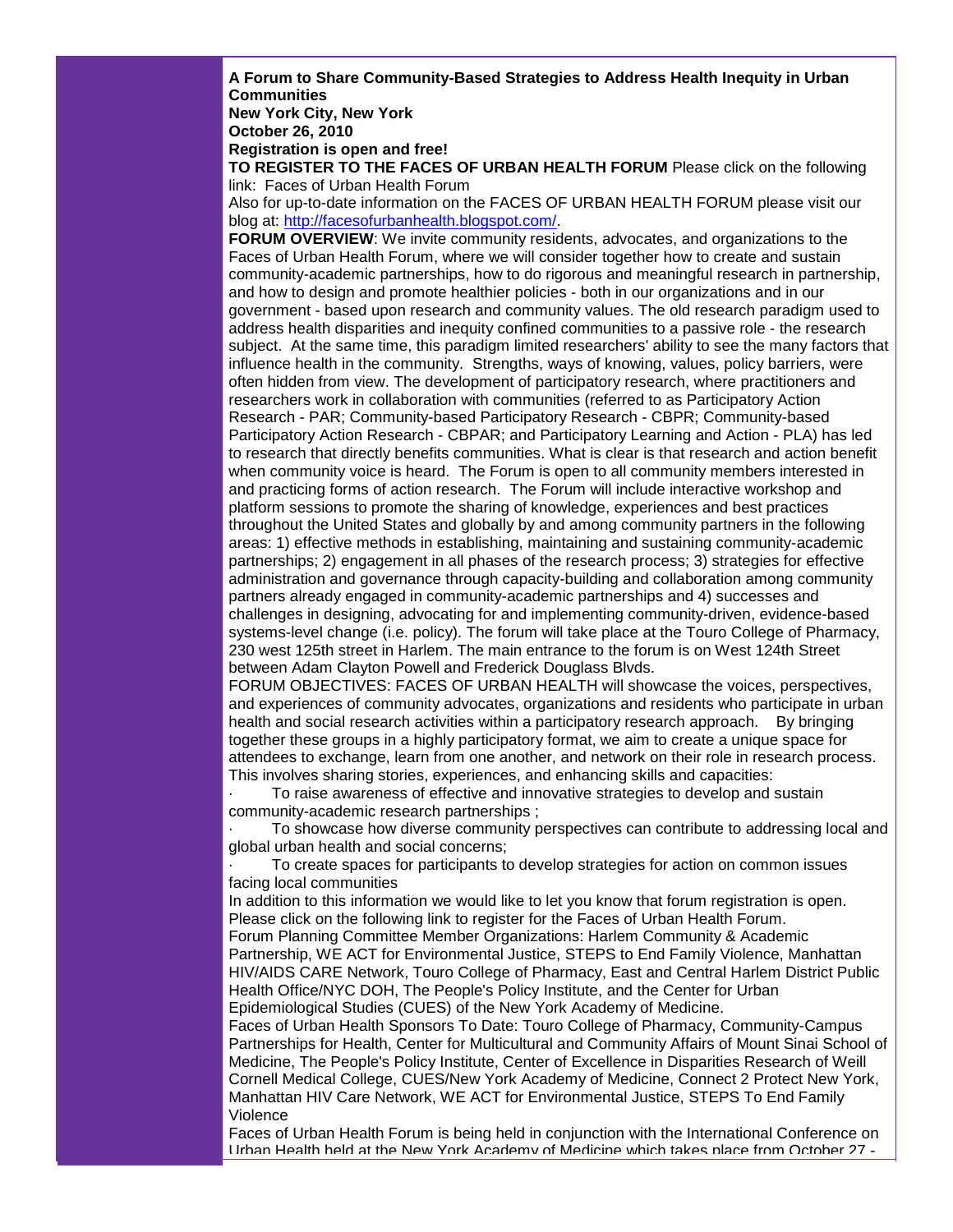**A Forum to Share Community-Based Strategies to Address Health Inequity in Urban Communities**
**New York City, New York**
**October 26, 2010**
**Registration is open and free!**

**TO REGISTER TO THE FACES OF URBAN HEALTH FORUM** Please click on the following link: Faces of Urban Health Forum

Also for up-to-date information on the FACES OF URBAN HEALTH FORUM please visit our blog at: http://facesofurbanhealth.blogspot.com/.

**FORUM OVERVIEW**: We invite community residents, advocates, and organizations to the Faces of Urban Health Forum, where we will consider together how to create and sustain community-academic partnerships, how to do rigorous and meaningful research in partnership, and how to design and promote healthier policies - both in our organizations and in our government - based upon research and community values. The old research paradigm used to address health disparities and inequity confined communities to a passive role - the research subject. At the same time, this paradigm limited researchers' ability to see the many factors that influence health in the community. Strengths, ways of knowing, values, policy barriers, were often hidden from view. The development of participatory research, where practitioners and researchers work in collaboration with communities (referred to as Participatory Action Research - PAR; Community-based Participatory Research - CBPR; Community-based Participatory Action Research - CBPAR; and Participatory Learning and Action - PLA) has led to research that directly benefits communities. What is clear is that research and action benefit when community voice is heard. The Forum is open to all community members interested in and practicing forms of action research. The Forum will include interactive workshop and platform sessions to promote the sharing of knowledge, experiences and best practices throughout the United States and globally by and among community partners in the following areas: 1) effective methods in establishing, maintaining and sustaining community-academic partnerships; 2) engagement in all phases of the research process; 3) strategies for effective administration and governance through capacity-building and collaboration among community partners already engaged in community-academic partnerships and 4) successes and challenges in designing, advocating for and implementing community-driven, evidence-based systems-level change (i.e. policy). The forum will take place at the Touro College of Pharmacy, 230 west 125th street in Harlem. The main entrance to the forum is on West 124th Street between Adam Clayton Powell and Frederick Douglass Blvds.

FORUM OBJECTIVES: FACES OF URBAN HEALTH will showcase the voices, perspectives, and experiences of community advocates, organizations and residents who participate in urban health and social research activities within a participatory research approach. By bringing together these groups in a highly participatory format, we aim to create a unique space for attendees to exchange, learn from one another, and network on their role in research process. This involves sharing stories, experiences, and enhancing skills and capacities:

- To raise awareness of effective and innovative strategies to develop and sustain community-academic research partnerships ;
- To showcase how diverse community perspectives can contribute to addressing local and global urban health and social concerns;
- To create spaces for participants to develop strategies for action on common issues facing local communities

In addition to this information we would like to let you know that forum registration is open. Please click on the following link to register for the Faces of Urban Health Forum.

Forum Planning Committee Member Organizations: Harlem Community & Academic Partnership, WE ACT for Environmental Justice, STEPS to End Family Violence, Manhattan HIV/AIDS CARE Network, Touro College of Pharmacy, East and Central Harlem District Public Health Office/NYC DOH, The People's Policy Institute, and the Center for Urban Epidemiological Studies (CUES) of the New York Academy of Medicine.

Faces of Urban Health Sponsors To Date: Touro College of Pharmacy, Community-Campus Partnerships for Health, Center for Multicultural and Community Affairs of Mount Sinai School of Medicine, The People's Policy Institute, Center of Excellence in Disparities Research of Weill Cornell Medical College, CUES/New York Academy of Medicine, Connect 2 Protect New York, Manhattan HIV Care Network, WE ACT for Environmental Justice, STEPS To End Family Violence

Faces of Urban Health Forum is being held in conjunction with the International Conference on Urban Health held at the New York Academy of Medicine which takes place from October 27 -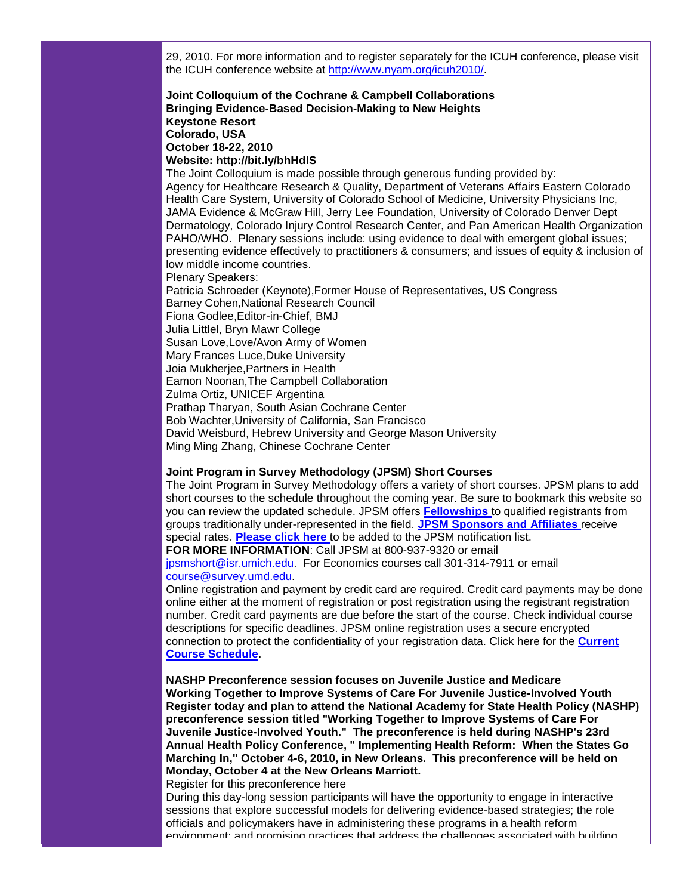29, 2010. For more information and to register separately for the ICUH conference, please visit the ICUH conference website at http://www.nyam.org/icuh2010/.

**Joint Colloquium of the Cochrane & Campbell Collaborations**
**Bringing Evidence-Based Decision-Making to New Heights**
**Keystone Resort**
**Colorado, USA**
**October 18-22, 2010**
**Website: http://bit.ly/bhHdIS**

The Joint Colloquium is made possible through generous funding provided by:
Agency for Healthcare Research & Quality, Department of Veterans Affairs Eastern Colorado Health Care System, University of Colorado School of Medicine, University Physicians Inc, JAMA Evidence & McGraw Hill, Jerry Lee Foundation, University of Colorado Denver Dept Dermatology, Colorado Injury Control Research Center, and Pan American Health Organization PAHO/WHO. Plenary sessions include: using evidence to deal with emergent global issues; presenting evidence effectively to practitioners & consumers; and issues of equity & inclusion of low middle income countries.

Plenary Speakers:
Patricia Schroeder (Keynote),Former House of Representatives, US Congress
Barney Cohen,National Research Council
Fiona Godlee,Editor-in-Chief, BMJ
Julia Littel, Bryn Mawr College
Susan Love,Love/Avon Army of Women
Mary Frances Luce,Duke University
Joia Mukherjee,Partners in Health
Eamon Noonan,The Campbell Collaboration
Zulma Ortiz, UNICEF Argentina
Prathap Tharyan, South Asian Cochrane Center
Bob Wachter,University of California, San Francisco
David Weisburd, Hebrew University and George Mason University
Ming Ming Zhang, Chinese Cochrane Center

**Joint Program in Survey Methodology (JPSM) Short Courses**

The Joint Program in Survey Methodology offers a variety of short courses. JPSM plans to add short courses to the schedule throughout the coming year. Be sure to bookmark this website so you can review the updated schedule. JPSM offers **Fellowships** to qualified registrants from groups traditionally under-represented in the field. **JPSM Sponsors and Affiliates** receive special rates. **Please click here** to be added to the JPSM notification list.

**FOR MORE INFORMATION**: Call JPSM at 800-937-9320 or email jpsmshort@isr.umich.edu. For Economics courses call 301-314-7911 or email course@survey.umd.edu.

Online registration and payment by credit card are required. Credit card payments may be done online either at the moment of registration or post registration using the registrant registration number. Credit card payments are due before the start of the course. Check individual course descriptions for specific deadlines. JPSM online registration uses a secure encrypted connection to protect the confidentiality of your registration data. Click here for the **Current Course Schedule.**

**NASHP Preconference session focuses on Juvenile Justice and Medicare**
**Working Together to Improve Systems of Care For Juvenile Justice-Involved Youth**
**Register today and plan to attend the National Academy for State Health Policy (NASHP) preconference session titled "Working Together to Improve Systems of Care For Juvenile Justice-Involved Youth." The preconference is held during NASHP's 23rd Annual Health Policy Conference, " Implementing Health Reform: When the States Go Marching In," October 4-6, 2010, in New Orleans. This preconference will be held on Monday, October 4 at the New Orleans Marriott.**

Register for this preconference here

During this day-long session participants will have the opportunity to engage in interactive sessions that explore successful models for delivering evidence-based strategies; the role officials and policymakers have in administering these programs in a health reform environment; and promising practices that address the challenges associated with building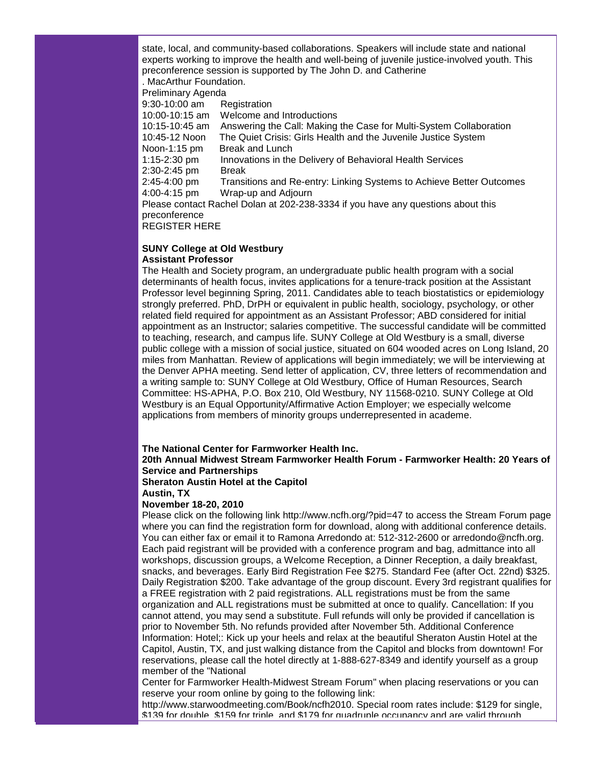state, local, and community-based collaborations. Speakers will include state and national experts working to improve the health and well-being of juvenile justice-involved youth. This preconference session is supported by The John D. and Catherine
. MacArthur Foundation.

Preliminary Agenda

| | |
|---|---|
| 9:30-10:00 am | Registration |
| 10:00-10:15 am | Welcome and Introductions |
| 10:15-10:45 am | Answering the Call: Making the Case for Multi-System Collaboration |
| 10:45-12 Noon | The Quiet Crisis: Girls Health and the Juvenile Justice System |
| Noon-1:15 pm | Break and Lunch |
| 1:15-2:30 pm | Innovations in the Delivery of Behavioral Health Services |
| 2:30-2:45 pm | Break |
| 2:45-4:00 pm | Transitions and Re-entry: Linking Systems to Achieve Better Outcomes |
| 4:00-4:15 pm | Wrap-up and Adjourn |

Please contact Rachel Dolan at 202-238-3334 if you have any questions about this preconference

REGISTER HERE

**SUNY College at Old Westbury**
**Assistant Professor**

The Health and Society program, an undergraduate public health program with a social determinants of health focus, invites applications for a tenure-track position at the Assistant Professor level beginning Spring, 2011. Candidates able to teach biostatistics or epidemiology strongly preferred. PhD, DrPH or equivalent in public health, sociology, psychology, or other related field required for appointment as an Assistant Professor; ABD considered for initial appointment as an Instructor; salaries competitive. The successful candidate will be committed to teaching, research, and campus life. SUNY College at Old Westbury is a small, diverse public college with a mission of social justice, situated on 604 wooded acres on Long Island, 20 miles from Manhattan. Review of applications will begin immediately; we will be interviewing at the Denver APHA meeting. Send letter of application, CV, three letters of recommendation and a writing sample to: SUNY College at Old Westbury, Office of Human Resources, Search Committee: HS-APHA, P.O. Box 210, Old Westbury, NY 11568-0210. SUNY College at Old Westbury is an Equal Opportunity/Affirmative Action Employer; we especially welcome applications from members of minority groups underrepresented in academe.

**The National Center for Farmworker Health Inc.**
**20th Annual Midwest Stream Farmworker Health Forum - Farmworker Health: 20 Years of Service and Partnerships**
**Sheraton Austin Hotel at the Capitol**
**Austin, TX**
**November 18-20, 2010**

Please click on the following link http://www.ncfh.org/?pid=47 to access the Stream Forum page where you can find the registration form for download, along with additional conference details. You can either fax or email it to Ramona Arredondo at: 512-312-2600 or arredondo@ncfh.org. Each paid registrant will be provided with a conference program and bag, admittance into all workshops, discussion groups, a Welcome Reception, a Dinner Reception, a daily breakfast, snacks, and beverages. Early Bird Registration Fee $275. Standard Fee (after Oct. 22nd) $325. Daily Registration $200. Take advantage of the group discount. Every 3rd registrant qualifies for a FREE registration with 2 paid registrations. ALL registrations must be from the same organization and ALL registrations must be submitted at once to qualify. Cancellation: If you cannot attend, you may send a substitute. Full refunds will only be provided if cancellation is prior to November 5th. No refunds provided after November 5th. Additional Conference Information: Hotel;: Kick up your heels and relax at the beautiful Sheraton Austin Hotel at the Capitol, Austin, TX, and just walking distance from the Capitol and blocks from downtown! For reservations, please call the hotel directly at 1-888-627-8349 and identify yourself as a group member of the "National
Center for Farmworker Health-Midwest Stream Forum" when placing reservations or you can reserve your room online by going to the following link:
http://www.starwoodmeeting.com/Book/ncfh2010. Special room rates include: $129 for single, $139 for double, $159 for triple, and $179 for quadruple occupancy and are valid through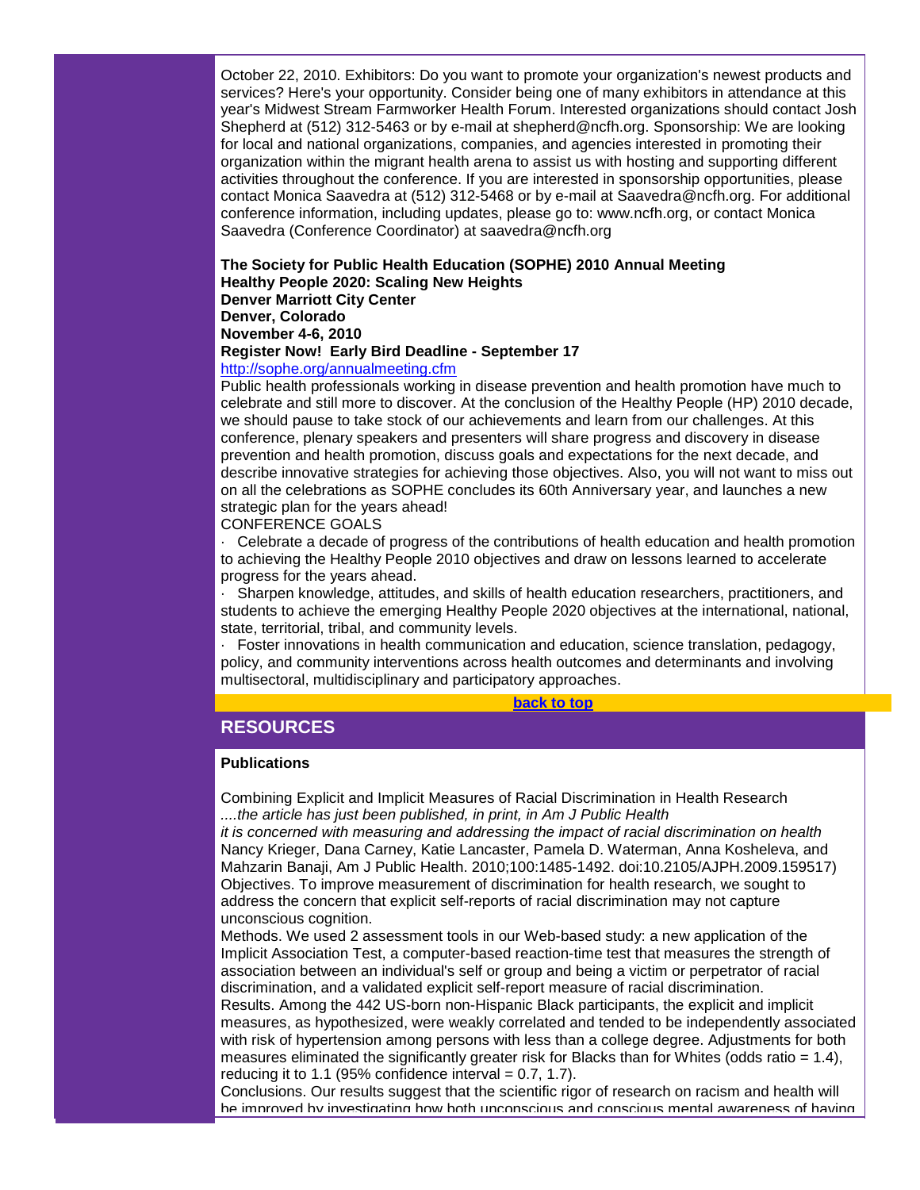October 22, 2010. Exhibitors: Do you want to promote your organization's newest products and services? Here's your opportunity. Consider being one of many exhibitors in attendance at this year's Midwest Stream Farmworker Health Forum. Interested organizations should contact Josh Shepherd at (512) 312-5463 or by e-mail at shepherd@ncfh.org. Sponsorship: We are looking for local and national organizations, companies, and agencies interested in promoting their organization within the migrant health arena to assist us with hosting and supporting different activities throughout the conference. If you are interested in sponsorship opportunities, please contact Monica Saavedra at (512) 312-5468 or by e-mail at Saavedra@ncfh.org. For additional conference information, including updates, please go to: www.ncfh.org, or contact Monica Saavedra (Conference Coordinator) at saavedra@ncfh.org

**The Society for Public Health Education (SOPHE) 2010 Annual Meeting**
**Healthy People 2020: Scaling New Heights**
**Denver Marriott City Center**
**Denver, Colorado**
**November 4-6, 2010**
**Register Now! Early Bird Deadline - September 17**
http://sophe.org/annualmeeting.cfm

Public health professionals working in disease prevention and health promotion have much to celebrate and still more to discover. At the conclusion of the Healthy People (HP) 2010 decade, we should pause to take stock of our achievements and learn from our challenges. At this conference, plenary speakers and presenters will share progress and discovery in disease prevention and health promotion, discuss goals and expectations for the next decade, and describe innovative strategies for achieving those objectives. Also, you will not want to miss out on all the celebrations as SOPHE concludes its 60th Anniversary year, and launches a new strategic plan for the years ahead!

CONFERENCE GOALS

- Celebrate a decade of progress of the contributions of health education and health promotion to achieving the Healthy People 2010 objectives and draw on lessons learned to accelerate progress for the years ahead.
- Sharpen knowledge, attitudes, and skills of health education researchers, practitioners, and students to achieve the emerging Healthy People 2020 objectives at the international, national, state, territorial, tribal, and community levels.
- Foster innovations in health communication and education, science translation, pedagogy, policy, and community interventions across health outcomes and determinants and involving multisectoral, multidisciplinary and participatory approaches.

**back to top**

## RESOURCES

### Publications

Combining Explicit and Implicit Measures of Racial Discrimination in Health Research
*....the article has just been published, in print, in Am J Public Health*
*it is concerned with measuring and addressing the impact of racial discrimination on health*
Nancy Krieger, Dana Carney, Katie Lancaster, Pamela D. Waterman, Anna Kosheleva, and Mahzarin Banaji, Am J Public Health. 2010;100:1485-1492. doi:10.2105/AJPH.2009.159517)
Objectives. To improve measurement of discrimination for health research, we sought to address the concern that explicit self-reports of racial discrimination may not capture unconscious cognition.
Methods. We used 2 assessment tools in our Web-based study: a new application of the Implicit Association Test, a computer-based reaction-time test that measures the strength of association between an individual's self or group and being a victim or perpetrator of racial discrimination, and a validated explicit self-report measure of racial discrimination.
Results. Among the 442 US-born non-Hispanic Black participants, the explicit and implicit measures, as hypothesized, were weakly correlated and tended to be independently associated with risk of hypertension among persons with less than a college degree. Adjustments for both measures eliminated the significantly greater risk for Blacks than for Whites (odds ratio = 1.4), reducing it to 1.1 (95% confidence interval = 0.7, 1.7).
Conclusions. Our results suggest that the scientific rigor of research on racism and health will be improved by investigating how both unconscious and conscious mental awareness of having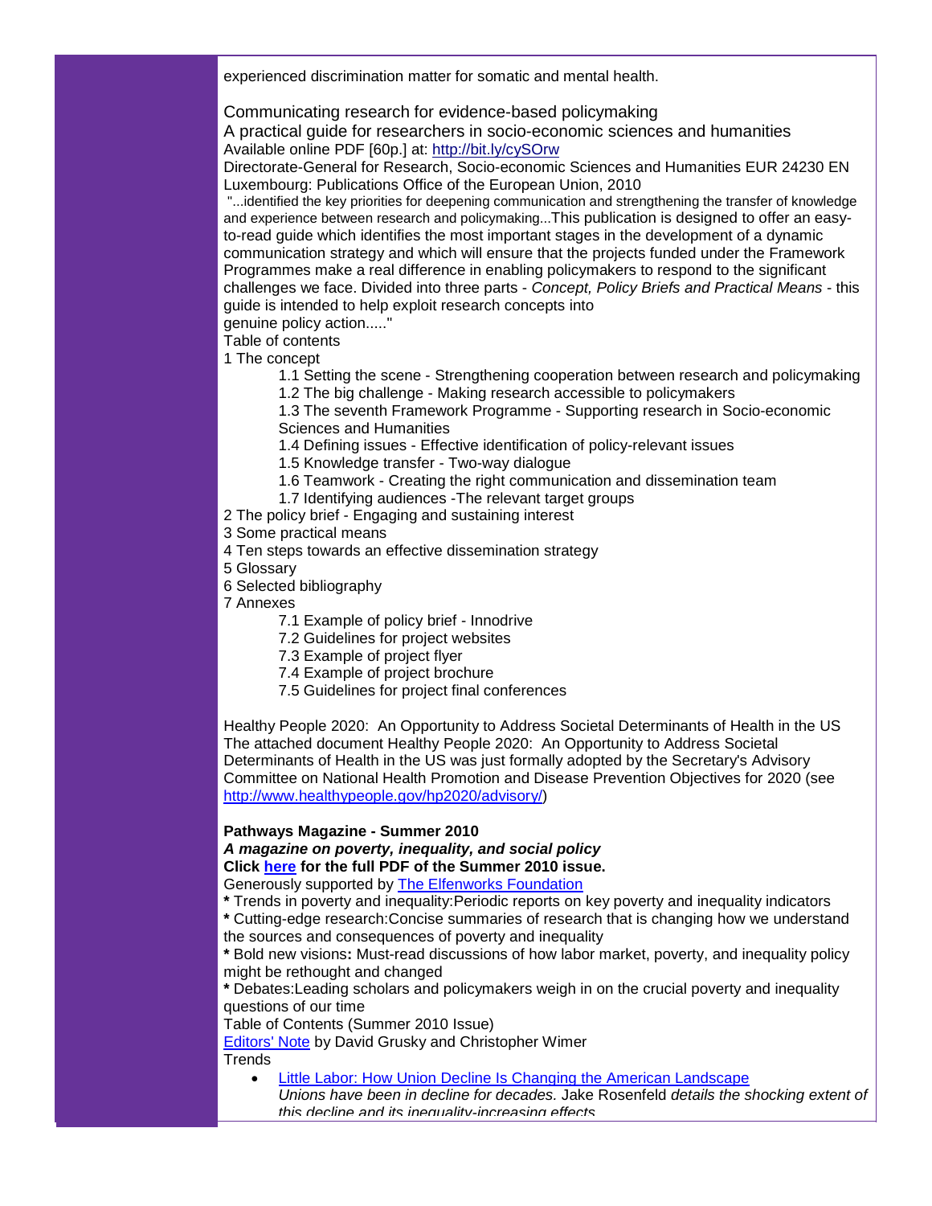experienced discrimination matter for somatic and mental health.

Communicating research for evidence-based policymaking

A practical guide for researchers in socio-economic sciences and humanities

Available online PDF [60p.] at: [http://bit.ly/cySOrw](http://bit.ly/cySOrw)

Directorate-General for Research, Socio-economic Sciences and Humanities EUR 24230 EN Luxembourg: Publications Office of the European Union, 2010

"...identified the key priorities for deepening communication and strengthening the transfer of knowledge and experience between research and policymaking...This publication is designed to offer an easy-to-read guide which identifies the most important stages in the development of a dynamic communication strategy and which will ensure that the projects funded under the Framework Programmes make a real difference in enabling policymakers to respond to the significant challenges we face. Divided into three parts - *Concept, Policy Briefs and Practical Means* - this guide is intended to help exploit research concepts into genuine policy action....."

Table of contents

1 The concept
- 1.1 Setting the scene - Strengthening cooperation between research and policymaking
- 1.2 The big challenge - Making research accessible to policymakers
- 1.3 The seventh Framework Programme - Supporting research in Socio-economic Sciences and Humanities
- 1.4 Defining issues - Effective identification of policy-relevant issues
- 1.5 Knowledge transfer - Two-way dialogue
- 1.6 Teamwork - Creating the right communication and dissemination team
- 1.7 Identifying audiences -The relevant target groups

2 The policy brief - Engaging and sustaining interest

3 Some practical means

4 Ten steps towards an effective dissemination strategy

5 Glossary

6 Selected bibliography

7 Annexes
- 7.1 Example of policy brief - Innodrive
- 7.2 Guidelines for project websites
- 7.3 Example of project flyer
- 7.4 Example of project brochure
- 7.5 Guidelines for project final conferences

Healthy People 2020: An Opportunity to Address Societal Determinants of Health in the US

The attached document Healthy People 2020: An Opportunity to Address Societal Determinants of Health in the US was just formally adopted by the Secretary's Advisory Committee on National Health Promotion and Disease Prevention Objectives for 2020 (see [http://www.healthypeople.gov/hp2020/advisory/](http://www.healthypeople.gov/hp2020/advisory/))

**Pathways Magazine - Summer 2010**

***A magazine on poverty, inequality, and social policy***

**Click [here](#) for the full PDF of the Summer 2010 issue.**

Generously supported by [The Elfenworks Foundation](#)

**\*** Trends in poverty and inequality:Periodic reports on key poverty and inequality indicators

**\*** Cutting-edge research:Concise summaries of research that is changing how we understand the sources and consequences of poverty and inequality

**\*** Bold new visions**:** Must-read discussions of how labor market, poverty, and inequality policy might be rethought and changed

**\*** Debates:Leading scholars and policymakers weigh in on the crucial poverty and inequality questions of our time

Table of Contents (Summer 2010 Issue)

[Editors' Note](#) by David Grusky and Christopher Wimer

Trends

- [Little Labor: How Union Decline Is Changing the American Landscape](#)
  *Unions have been in decline for decades.* Jake Rosenfeld *details the shocking extent of this decline and its inequality-increasing effects*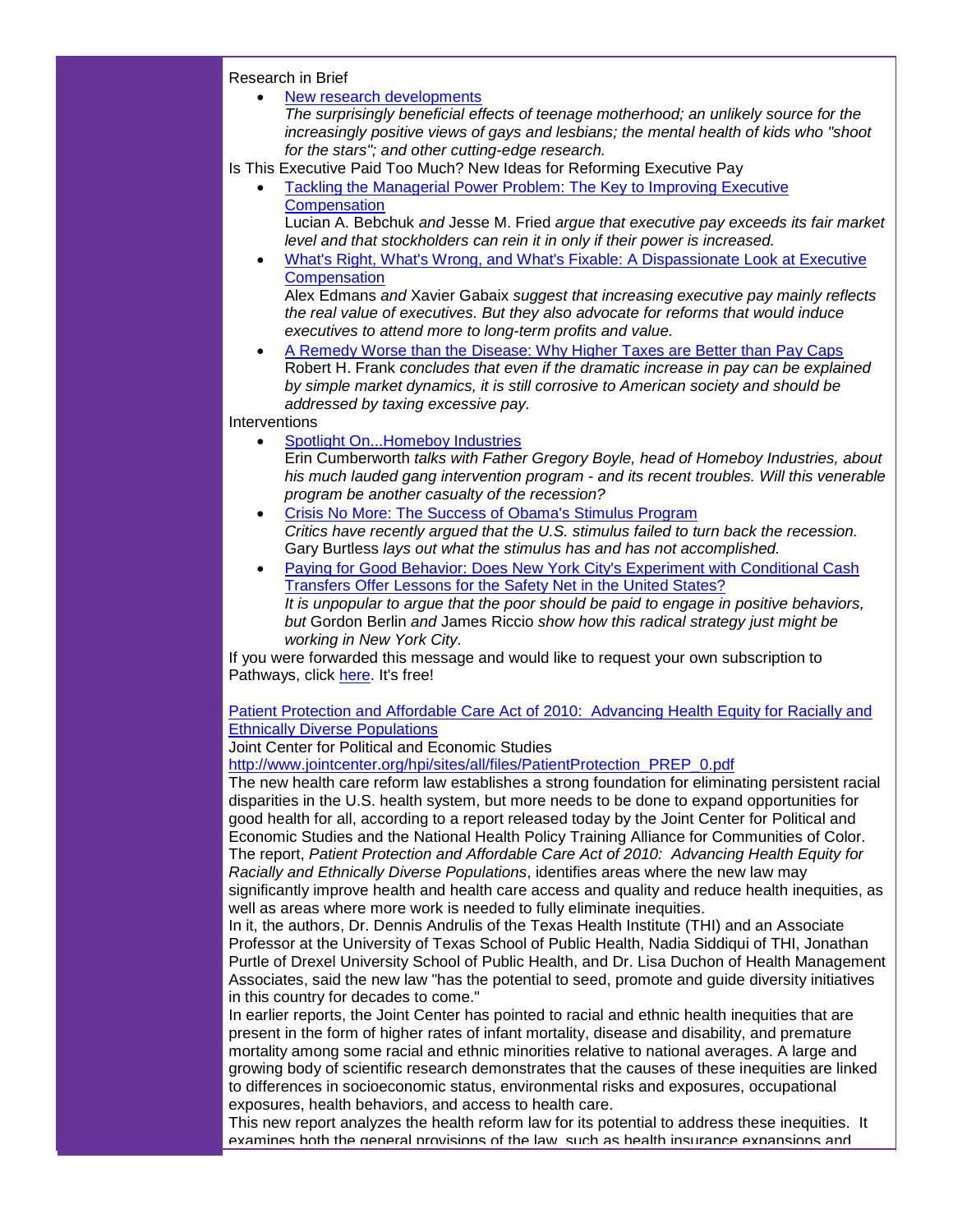Research in Brief

- [New research developments](#)
  *The surprisingly beneficial effects of teenage motherhood; an unlikely source for the increasingly positive views of gays and lesbians; the mental health of kids who "shoot for the stars"; and other cutting-edge research.*

Is This Executive Paid Too Much? New Ideas for Reforming Executive Pay

- [Tackling the Managerial Power Problem: The Key to Improving Executive Compensation](#)
  Lucian A. Bebchuk *and* Jesse M. Fried *argue that executive pay exceeds its fair market level and that stockholders can rein it in only if their power is increased.*
- [What's Right, What's Wrong, and What's Fixable: A Dispassionate Look at Executive Compensation](#)
  Alex Edmans *and* Xavier Gabaix *suggest that increasing executive pay mainly reflects the real value of executives. But they also advocate for reforms that would induce executives to attend more to long-term profits and value.*
- [A Remedy Worse than the Disease: Why Higher Taxes are Better than Pay Caps](#)
  Robert H. Frank *concludes that even if the dramatic increase in pay can be explained by simple market dynamics, it is still corrosive to American society and should be addressed by taxing excessive pay.*

Interventions

- [Spotlight On...Homeboy Industries](#)
  Erin Cumberworth *talks with Father Gregory Boyle, head of Homeboy Industries, about his much lauded gang intervention program - and its recent troubles. Will this venerable program be another casualty of the recession?*
- [Crisis No More: The Success of Obama's Stimulus Program](#)
  *Critics have recently argued that the U.S. stimulus failed to turn back the recession.* Gary Burtless *lays out what the stimulus has and has not accomplished.*
- [Paying for Good Behavior: Does New York City's Experiment with Conditional Cash Transfers Offer Lessons for the Safety Net in the United States?](#)
  *It is unpopular to argue that the poor should be paid to engage in positive behaviors, but* Gordon Berlin *and* James Riccio *show how this radical strategy just might be working in New York City.*

If you were forwarded this message and would like to request your own subscription to Pathways, click [here](#). It's free!

[Patient Protection and Affordable Care Act of 2010: Advancing Health Equity for Racially and Ethnically Diverse Populations](#)
Joint Center for Political and Economic Studies
http://www.jointcenter.org/hpi/sites/all/files/PatientProtection_PREP_0.pdf

The new health care reform law establishes a strong foundation for eliminating persistent racial disparities in the U.S. health system, but more needs to be done to expand opportunities for good health for all, according to a report released today by the Joint Center for Political and Economic Studies and the National Health Policy Training Alliance for Communities of Color. The report, *Patient Protection and Affordable Care Act of 2010: Advancing Health Equity for Racially and Ethnically Diverse Populations*, identifies areas where the new law may significantly improve health and health care access and quality and reduce health inequities, as well as areas where more work is needed to fully eliminate inequities.

In it, the authors, Dr. Dennis Andrulis of the Texas Health Institute (THI) and an Associate Professor at the University of Texas School of Public Health, Nadia Siddiqui of THI, Jonathan Purtle of Drexel University School of Public Health, and Dr. Lisa Duchon of Health Management Associates, said the new law "has the potential to seed, promote and guide diversity initiatives in this country for decades to come."

In earlier reports, the Joint Center has pointed to racial and ethnic health inequities that are present in the form of higher rates of infant mortality, disease and disability, and premature mortality among some racial and ethnic minorities relative to national averages. A large and growing body of scientific research demonstrates that the causes of these inequities are linked to differences in socioeconomic status, environmental risks and exposures, occupational exposures, health behaviors, and access to health care.

This new report analyzes the health reform law for its potential to address these inequities. It examines both the general provisions of the law, such as health insurance expansions and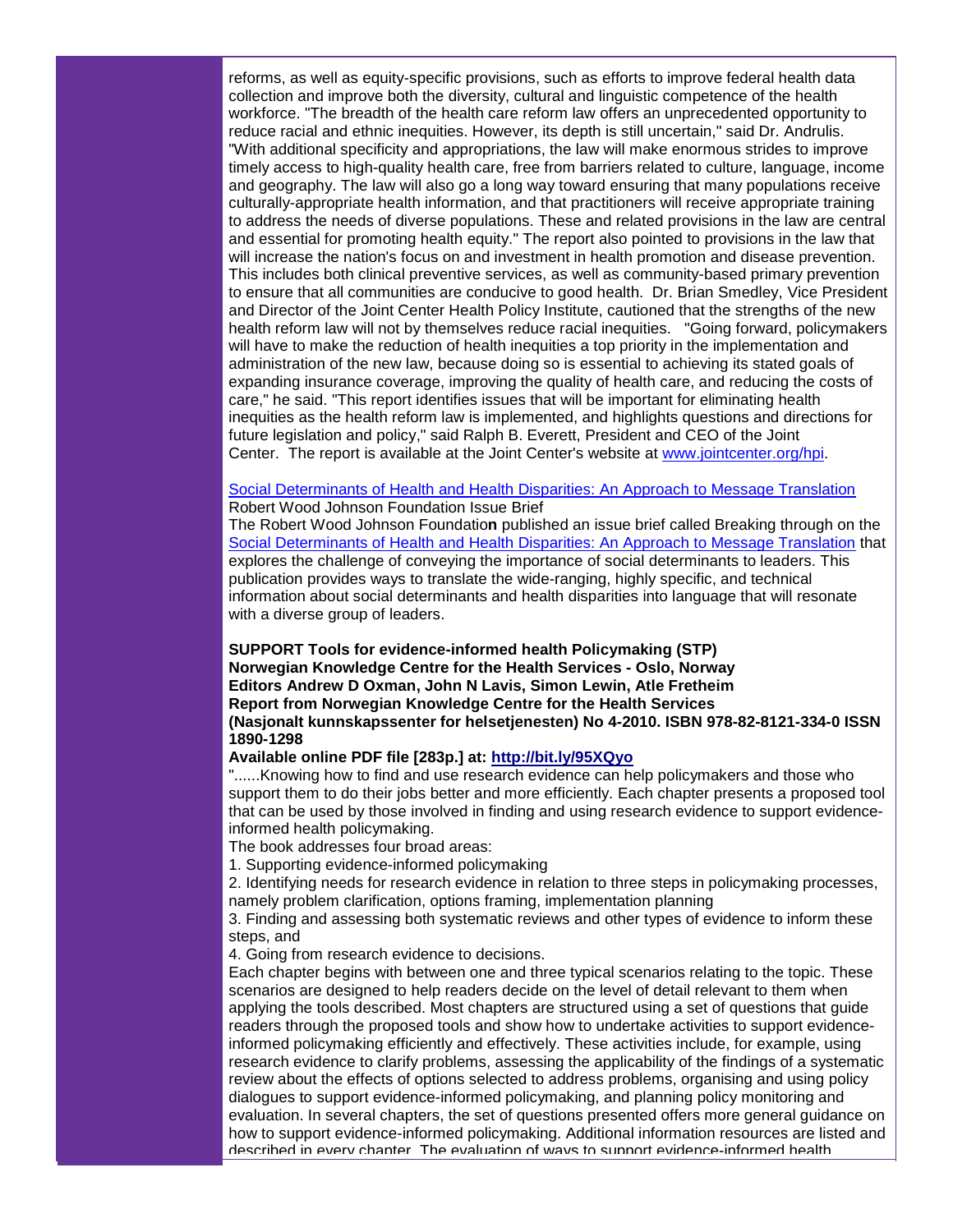reforms, as well as equity-specific provisions, such as efforts to improve federal health data collection and improve both the diversity, cultural and linguistic competence of the health workforce. "The breadth of the health care reform law offers an unprecedented opportunity to reduce racial and ethnic inequities. However, its depth is still uncertain," said Dr. Andrulis. "With additional specificity and appropriations, the law will make enormous strides to improve timely access to high-quality health care, free from barriers related to culture, language, income and geography. The law will also go a long way toward ensuring that many populations receive culturally-appropriate health information, and that practitioners will receive appropriate training to address the needs of diverse populations. These and related provisions in the law are central and essential for promoting health equity." The report also pointed to provisions in the law that will increase the nation's focus on and investment in health promotion and disease prevention. This includes both clinical preventive services, as well as community-based primary prevention to ensure that all communities are conducive to good health. Dr. Brian Smedley, Vice President and Director of the Joint Center Health Policy Institute, cautioned that the strengths of the new health reform law will not by themselves reduce racial inequities. "Going forward, policymakers will have to make the reduction of health inequities a top priority in the implementation and administration of the new law, because doing so is essential to achieving its stated goals of expanding insurance coverage, improving the quality of health care, and reducing the costs of care," he said. "This report identifies issues that will be important for eliminating health inequities as the health reform law is implemented, and highlights questions and directions for future legislation and policy," said Ralph B. Everett, President and CEO of the Joint Center. The report is available at the Joint Center's website at www.jointcenter.org/hpi.

Social Determinants of Health and Health Disparities: An Approach to Message Translation
Robert Wood Johnson Foundation Issue Brief
The Robert Wood Johnson Foundation published an issue brief called Breaking through on the Social Determinants of Health and Health Disparities: An Approach to Message Translation that explores the challenge of conveying the importance of social determinants to leaders. This publication provides ways to translate the wide-ranging, highly specific, and technical information about social determinants and health disparities into language that will resonate with a diverse group of leaders.

**SUPPORT Tools for evidence-informed health Policymaking (STP)**
**Norwegian Knowledge Centre for the Health Services - Oslo, Norway**
**Editors Andrew D Oxman, John N Lavis, Simon Lewin, Atle Fretheim**
**Report from Norwegian Knowledge Centre for the Health Services**
**(Nasjonalt kunnskapssenter for helsetjenesten) No 4-2010. ISBN 978-82-8121-334-0 ISSN 1890-1298**
**Available online PDF file [283p.] at: http://bit.ly/95XQyo**

"......Knowing how to find and use research evidence can help policymakers and those who support them to do their jobs better and more efficiently. Each chapter presents a proposed tool that can be used by those involved in finding and using research evidence to support evidence-informed health policymaking.

The book addresses four broad areas:

1. Supporting evidence-informed policymaking
2. Identifying needs for research evidence in relation to three steps in policymaking processes, namely problem clarification, options framing, implementation planning
3. Finding and assessing both systematic reviews and other types of evidence to inform these steps, and
4. Going from research evidence to decisions.

Each chapter begins with between one and three typical scenarios relating to the topic. These scenarios are designed to help readers decide on the level of detail relevant to them when applying the tools described. Most chapters are structured using a set of questions that guide readers through the proposed tools and show how to undertake activities to support evidence-informed policymaking efficiently and effectively. These activities include, for example, using research evidence to clarify problems, assessing the applicability of the findings of a systematic review about the effects of options selected to address problems, organising and using policy dialogues to support evidence-informed policymaking, and planning policy monitoring and evaluation. In several chapters, the set of questions presented offers more general guidance on how to support evidence-informed policymaking. Additional information resources are listed and described in every chapter. The evaluation of ways to support evidence-informed health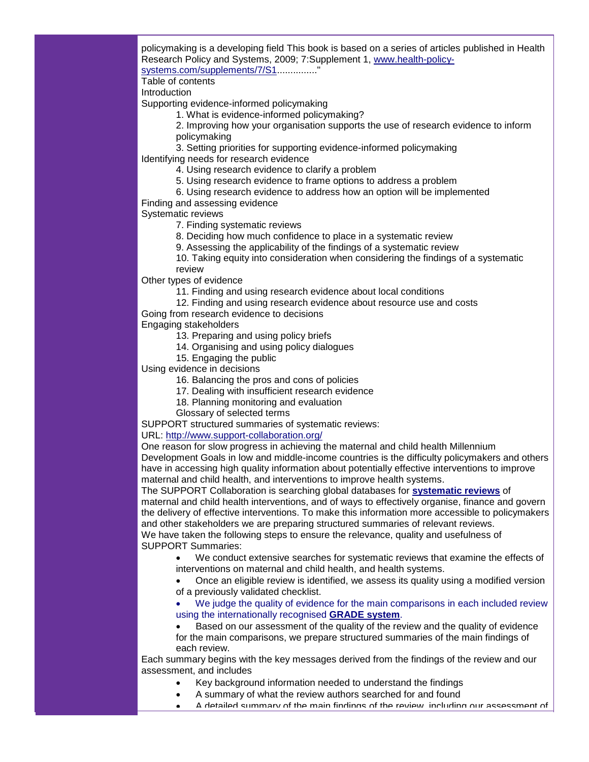policymaking is a developing field This book is based on a series of articles published in Health Research Policy and Systems, 2009; 7:Supplement 1, [www.health-policy-systems.com/supplements/7/S1](www.health-policy-systems.com/supplements/7/S1)..............."

Table of contents

Introduction

Supporting evidence-informed policymaking

1. What is evidence-informed policymaking?
2. Improving how your organisation supports the use of research evidence to inform policymaking
3. Setting priorities for supporting evidence-informed policymaking

Identifying needs for research evidence

4. Using research evidence to clarify a problem
5. Using research evidence to frame options to address a problem
6. Using research evidence to address how an option will be implemented

Finding and assessing evidence

Systematic reviews

7. Finding systematic reviews
8. Deciding how much confidence to place in a systematic review
9. Assessing the applicability of the findings of a systematic review
10. Taking equity into consideration when considering the findings of a systematic review

Other types of evidence

11. Finding and using research evidence about local conditions
12. Finding and using research evidence about resource use and costs

Going from research evidence to decisions

Engaging stakeholders

13. Preparing and using policy briefs
14. Organising and using policy dialogues
15. Engaging the public

Using evidence in decisions

16. Balancing the pros and cons of policies
17. Dealing with insufficient research evidence
18. Planning monitoring and evaluation

Glossary of selected terms

SUPPORT structured summaries of systematic reviews:

URL: [http://www.support-collaboration.org/](http://www.support-collaboration.org/)

One reason for slow progress in achieving the maternal and child health Millennium Development Goals in low and middle-income countries is the difficulty policymakers and others have in accessing high quality information about potentially effective interventions to improve maternal and child health, and interventions to improve health systems.

The SUPPORT Collaboration is searching global databases for **systematic reviews** of maternal and child health interventions, and of ways to effectively organise, finance and govern the delivery of effective interventions. To make this information more accessible to policymakers and other stakeholders we are preparing structured summaries of relevant reviews.

We have taken the following steps to ensure the relevance, quality and usefulness of SUPPORT Summaries:

- We conduct extensive searches for systematic reviews that examine the effects of interventions on maternal and child health, and health systems.
- Once an eligible review is identified, we assess its quality using a modified version of a previously validated checklist.
- We judge the quality of evidence for the main comparisons in each included review using the internationally recognised **GRADE system**.
- Based on our assessment of the quality of the review and the quality of evidence for the main comparisons, we prepare structured summaries of the main findings of each review.

Each summary begins with the key messages derived from the findings of the review and our assessment, and includes

- Key background information needed to understand the findings
- A summary of what the review authors searched for and found
- A detailed summary of the main findings of the review, including our assessment of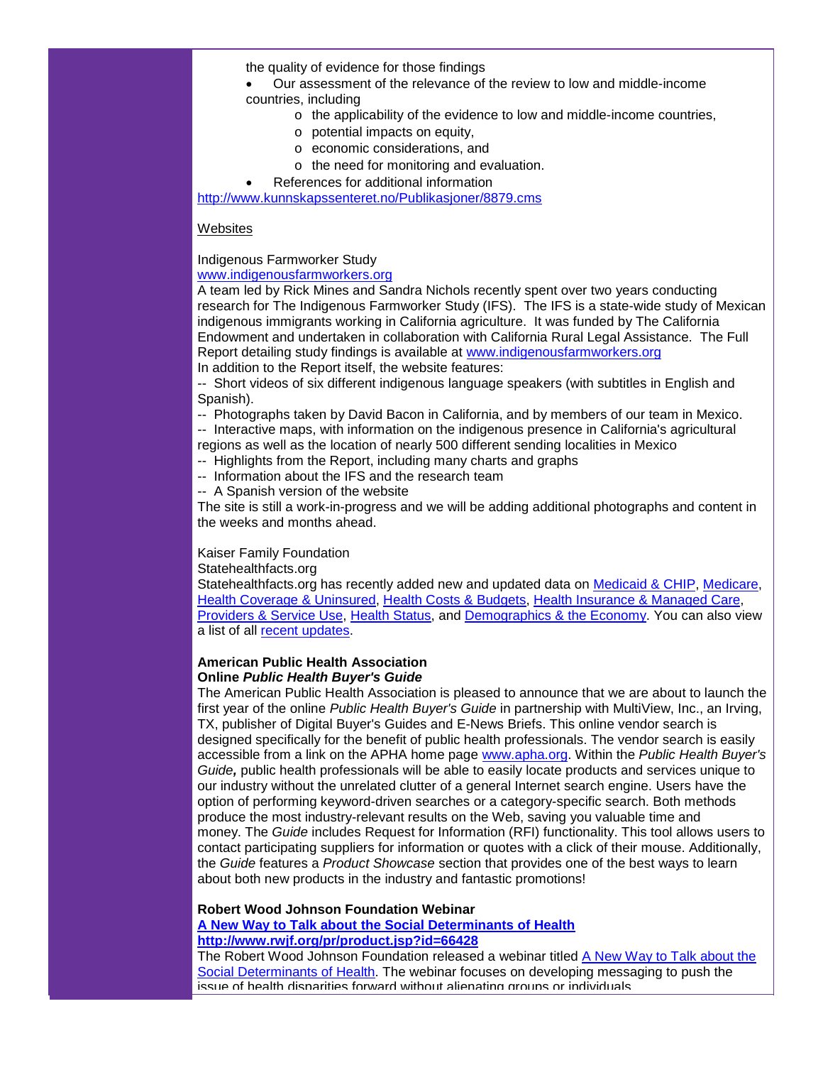the quality of evidence for those findings

- Our assessment of the relevance of the review to low and middle-income countries, including
  - the applicability of the evidence to low and middle-income countries,
  - potential impacts on equity,
  - economic considerations, and
  - the need for monitoring and evaluation.
- References for additional information

http://www.kunnskapssenteret.no/Publikasjoner/8879.cms

Websites

Indigenous Farmworker Study
www.indigenousfarmworkers.org
A team led by Rick Mines and Sandra Nichols recently spent over two years conducting research for The Indigenous Farmworker Study (IFS). The IFS is a state-wide study of Mexican indigenous immigrants working in California agriculture. It was funded by The California Endowment and undertaken in collaboration with California Rural Legal Assistance. The Full Report detailing study findings is available at www.indigenousfarmworkers.org
In addition to the Report itself, the website features:
-- Short videos of six different indigenous language speakers (with subtitles in English and Spanish).
-- Photographs taken by David Bacon in California, and by members of our team in Mexico.
-- Interactive maps, with information on the indigenous presence in California's agricultural regions as well as the location of nearly 500 different sending localities in Mexico
-- Highlights from the Report, including many charts and graphs
-- Information about the IFS and the research team
-- A Spanish version of the website
The site is still a work-in-progress and we will be adding additional photographs and content in the weeks and months ahead.

Kaiser Family Foundation
Statehealthfacts.org
Statehealthfacts.org has recently added new and updated data on Medicaid & CHIP, Medicare, Health Coverage & Uninsured, Health Costs & Budgets, Health Insurance & Managed Care, Providers & Service Use, Health Status, and Demographics & the Economy. You can also view a list of all recent updates.

**American Public Health Association**
**Online *Public Health Buyer's Guide***
The American Public Health Association is pleased to announce that we are about to launch the first year of the online *Public Health Buyer's Guide* in partnership with MultiView, Inc., an Irving, TX, publisher of Digital Buyer's Guides and E-News Briefs. This online vendor search is designed specifically for the benefit of public health professionals. The vendor search is easily accessible from a link on the APHA home page www.apha.org. Within the *Public Health Buyer's Guide,* public health professionals will be able to easily locate products and services unique to our industry without the unrelated clutter of a general Internet search engine. Users have the option of performing keyword-driven searches or a category-specific search. Both methods produce the most industry-relevant results on the Web, saving you valuable time and money. The *Guide* includes Request for Information (RFI) functionality. This tool allows users to contact participating suppliers for information or quotes with a click of their mouse. Additionally, the *Guide* features a *Product Showcase* section that provides one of the best ways to learn about both new products in the industry and fantastic promotions!

**Robert Wood Johnson Foundation Webinar**
**A New Way to Talk about the Social Determinants of Health**
**http://www.rwjf.org/pr/product.jsp?id=66428**
The Robert Wood Johnson Foundation released a webinar titled A New Way to Talk about the Social Determinants of Health. The webinar focuses on developing messaging to push the issue of health disparities forward without alienating groups or individuals.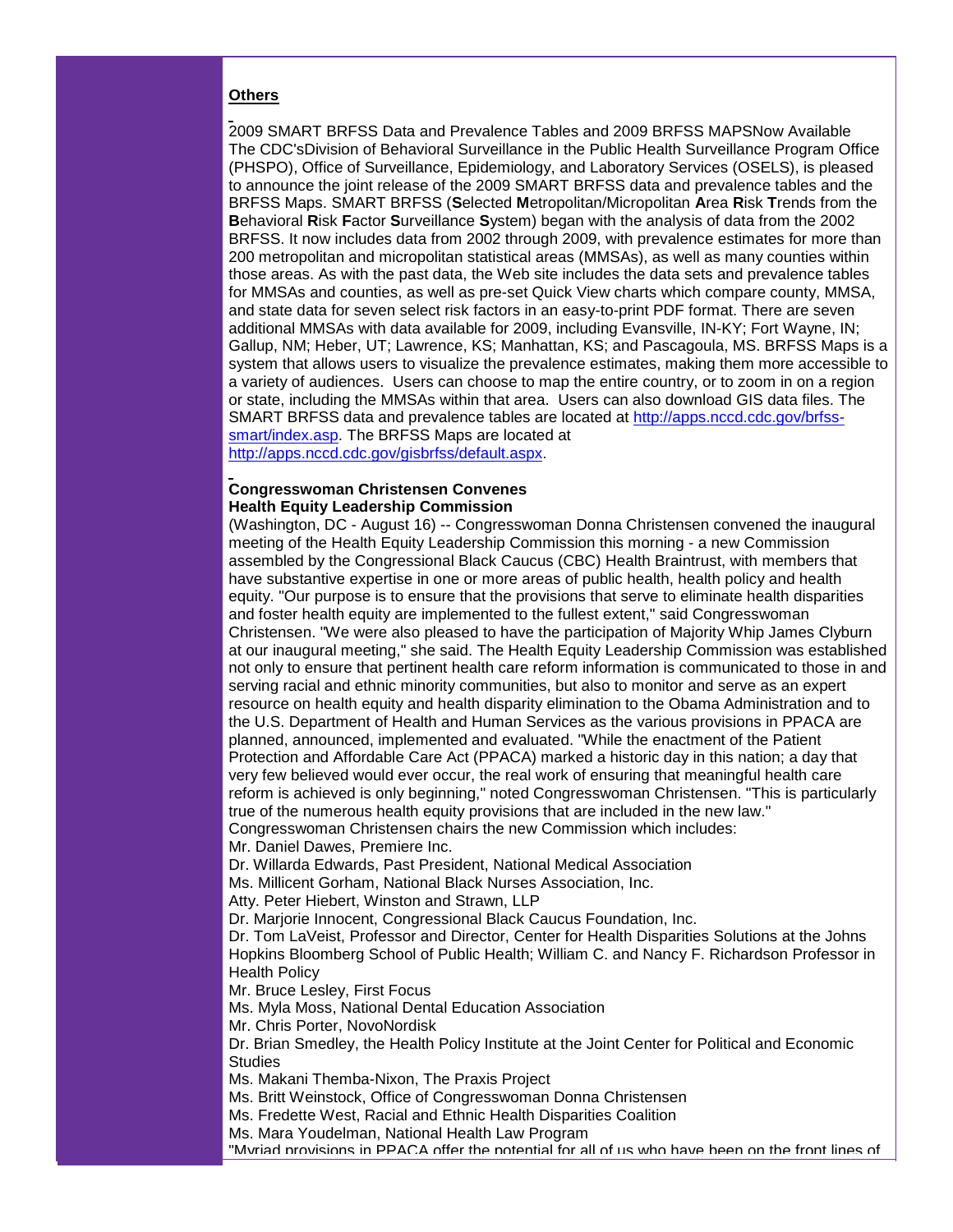## Others

2009 SMART BRFSS Data and Prevalence Tables and 2009 BRFSS MAPSNow Available
The CDC'sDivision of Behavioral Surveillance in the Public Health Surveillance Program Office (PHSPO), Office of Surveillance, Epidemiology, and Laboratory Services (OSELS), is pleased to announce the joint release of the 2009 SMART BRFSS data and prevalence tables and the BRFSS Maps. SMART BRFSS (**S**elected **M**etropolitan/Micropolitan **A**rea **R**isk **T**rends from the **B**ehavioral **R**isk **F**actor **S**urveillance **S**ystem) began with the analysis of data from the 2002 BRFSS. It now includes data from 2002 through 2009, with prevalence estimates for more than 200 metropolitan and micropolitan statistical areas (MMSAs), as well as many counties within those areas. As with the past data, the Web site includes the data sets and prevalence tables for MMSAs and counties, as well as pre-set Quick View charts which compare county, MMSA, and state data for seven select risk factors in an easy-to-print PDF format. There are seven additional MMSAs with data available for 2009, including Evansville, IN-KY; Fort Wayne, IN; Gallup, NM; Heber, UT; Lawrence, KS; Manhattan, KS; and Pascagoula, MS. BRFSS Maps is a system that allows users to visualize the prevalence estimates, making them more accessible to a variety of audiences. Users can choose to map the entire country, or to zoom in on a region or state, including the MMSAs within that area. Users can also download GIS data files. The SMART BRFSS data and prevalence tables are located at [http://apps.nccd.cdc.gov/brfss-smart/index.asp](http://apps.nccd.cdc.gov/brfss-smart/index.asp). The BRFSS Maps are located at [http://apps.nccd.cdc.gov/gisbrfss/default.aspx](http://apps.nccd.cdc.gov/gisbrfss/default.aspx).

**Congresswoman Christensen Convenes Health Equity Leadership Commission**

(Washington, DC - August 16) -- Congresswoman Donna Christensen convened the inaugural meeting of the Health Equity Leadership Commission this morning - a new Commission assembled by the Congressional Black Caucus (CBC) Health Braintrust, with members that have substantive expertise in one or more areas of public health, health policy and health equity. "Our purpose is to ensure that the provisions that serve to eliminate health disparities and foster health equity are implemented to the fullest extent," said Congresswoman Christensen. "We were also pleased to have the participation of Majority Whip James Clyburn at our inaugural meeting," she said. The Health Equity Leadership Commission was established not only to ensure that pertinent health care reform information is communicated to those in and serving racial and ethnic minority communities, but also to monitor and serve as an expert resource on health equity and health disparity elimination to the Obama Administration and to the U.S. Department of Health and Human Services as the various provisions in PPACA are planned, announced, implemented and evaluated. "While the enactment of the Patient Protection and Affordable Care Act (PPACA) marked a historic day in this nation; a day that very few believed would ever occur, the real work of ensuring that meaningful health care reform is achieved is only beginning," noted Congresswoman Christensen. "This is particularly true of the numerous health equity provisions that are included in the new law."
Congresswoman Christensen chairs the new Commission which includes:
Mr. Daniel Dawes, Premiere Inc.
Dr. Willarda Edwards, Past President, National Medical Association
Ms. Millicent Gorham, National Black Nurses Association, Inc.
Atty. Peter Hiebert, Winston and Strawn, LLP
Dr. Marjorie Innocent, Congressional Black Caucus Foundation, Inc.
Dr. Tom LaVeist, Professor and Director, Center for Health Disparities Solutions at the Johns Hopkins Bloomberg School of Public Health; William C. and Nancy F. Richardson Professor in Health Policy
Mr. Bruce Lesley, First Focus
Ms. Myla Moss, National Dental Education Association
Mr. Chris Porter, NovoNordisk
Dr. Brian Smedley, the Health Policy Institute at the Joint Center for Political and Economic Studies
Ms. Makani Themba-Nixon, The Praxis Project
Ms. Britt Weinstock, Office of Congresswoman Donna Christensen
Ms. Fredette West, Racial and Ethnic Health Disparities Coalition
Ms. Mara Youdelman, National Health Law Program
"Myriad provisions in PPACA offer the potential for all of us who have been on the front lines of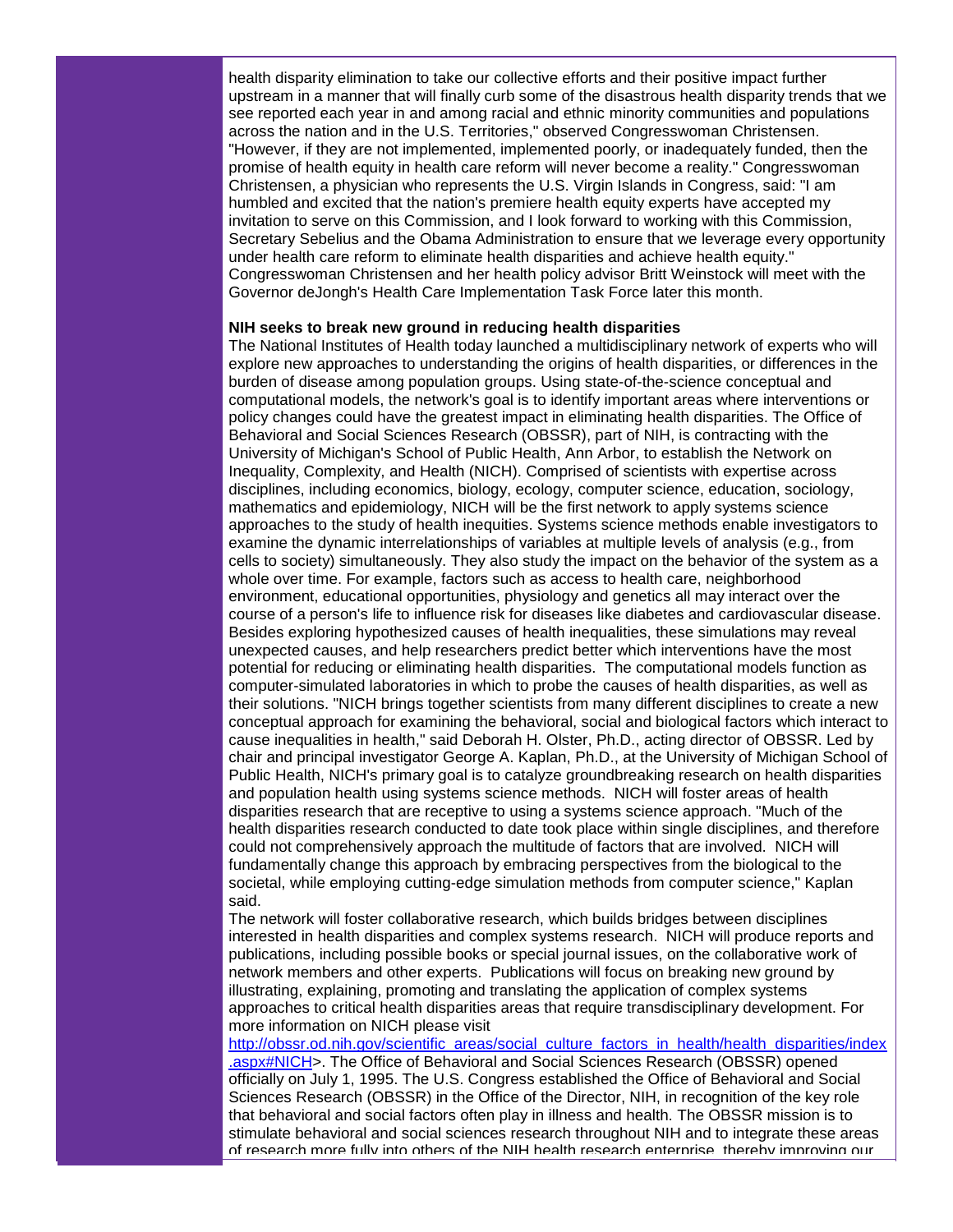health disparity elimination to take our collective efforts and their positive impact further upstream in a manner that will finally curb some of the disastrous health disparity trends that we see reported each year in and among racial and ethnic minority communities and populations across the nation and in the U.S. Territories," observed Congresswoman Christensen. "However, if they are not implemented, implemented poorly, or inadequately funded, then the promise of health equity in health care reform will never become a reality." Congresswoman Christensen, a physician who represents the U.S. Virgin Islands in Congress, said: "I am humbled and excited that the nation's premiere health equity experts have accepted my invitation to serve on this Commission, and I look forward to working with this Commission, Secretary Sebelius and the Obama Administration to ensure that we leverage every opportunity under health care reform to eliminate health disparities and achieve health equity." Congresswoman Christensen and her health policy advisor Britt Weinstock will meet with the Governor deJongh's Health Care Implementation Task Force later this month.

**NIH seeks to break new ground in reducing health disparities**

The National Institutes of Health today launched a multidisciplinary network of experts who will explore new approaches to understanding the origins of health disparities, or differences in the burden of disease among population groups. Using state-of-the-science conceptual and computational models, the network's goal is to identify important areas where interventions or policy changes could have the greatest impact in eliminating health disparities. The Office of Behavioral and Social Sciences Research (OBSSR), part of NIH, is contracting with the University of Michigan's School of Public Health, Ann Arbor, to establish the Network on Inequality, Complexity, and Health (NICH). Comprised of scientists with expertise across disciplines, including economics, biology, ecology, computer science, education, sociology, mathematics and epidemiology, NICH will be the first network to apply systems science approaches to the study of health inequities. Systems science methods enable investigators to examine the dynamic interrelationships of variables at multiple levels of analysis (e.g., from cells to society) simultaneously. They also study the impact on the behavior of the system as a whole over time. For example, factors such as access to health care, neighborhood environment, educational opportunities, physiology and genetics all may interact over the course of a person's life to influence risk for diseases like diabetes and cardiovascular disease. Besides exploring hypothesized causes of health inequalities, these simulations may reveal unexpected causes, and help researchers predict better which interventions have the most potential for reducing or eliminating health disparities. The computational models function as computer-simulated laboratories in which to probe the causes of health disparities, as well as their solutions. "NICH brings together scientists from many different disciplines to create a new conceptual approach for examining the behavioral, social and biological factors which interact to cause inequalities in health," said Deborah H. Olster, Ph.D., acting director of OBSSR. Led by chair and principal investigator George A. Kaplan, Ph.D., at the University of Michigan School of Public Health, NICH's primary goal is to catalyze groundbreaking research on health disparities and population health using systems science methods. NICH will foster areas of health disparities research that are receptive to using a systems science approach. "Much of the health disparities research conducted to date took place within single disciplines, and therefore could not comprehensively approach the multitude of factors that are involved. NICH will fundamentally change this approach by embracing perspectives from the biological to the societal, while employing cutting-edge simulation methods from computer science," Kaplan said.

The network will foster collaborative research, which builds bridges between disciplines interested in health disparities and complex systems research. NICH will produce reports and publications, including possible books or special journal issues, on the collaborative work of network members and other experts. Publications will focus on breaking new ground by illustrating, explaining, promoting and translating the application of complex systems approaches to critical health disparities areas that require transdisciplinary development. For more information on NICH please visit [http://obssr.od.nih.gov/scientific_areas/social_culture_factors_in_health/health_disparities/index.aspx#NICH](http://obssr.od.nih.gov/scientific_areas/social_culture_factors_in_health/health_disparities/index.aspx#NICH)>. The Office of Behavioral and Social Sciences Research (OBSSR) opened officially on July 1, 1995. The U.S. Congress established the Office of Behavioral and Social Sciences Research (OBSSR) in the Office of the Director, NIH, in recognition of the key role that behavioral and social factors often play in illness and health. The OBSSR mission is to stimulate behavioral and social sciences research throughout NIH and to integrate these areas of research more fully into others of the NIH health research enterprise, thereby improving our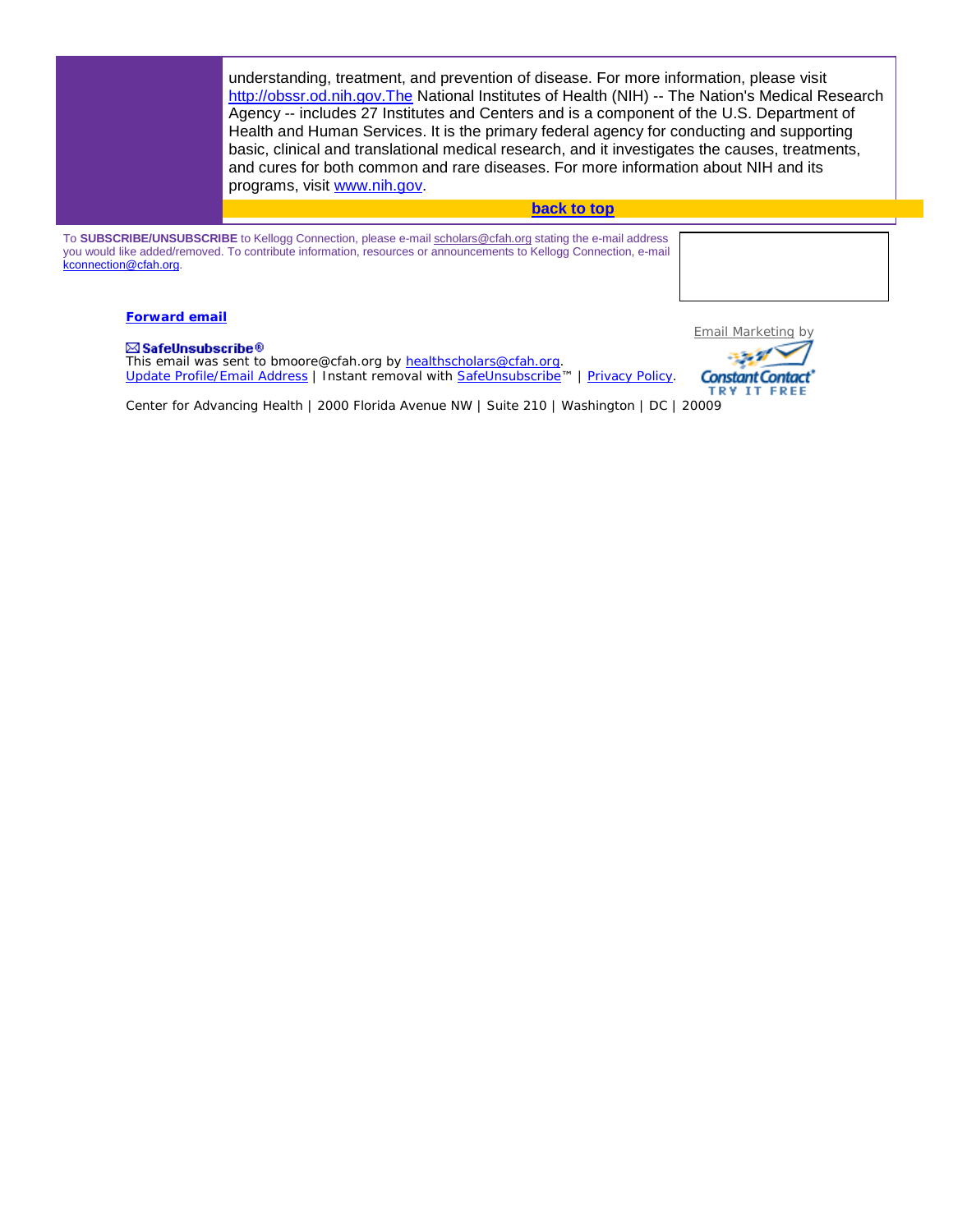understanding, treatment, and prevention of disease. For more information, please visit http://obssr.od.nih.gov.The National Institutes of Health (NIH) -- The Nation's Medical Research Agency -- includes 27 Institutes and Centers and is a component of the U.S. Department of Health and Human Services. It is the primary federal agency for conducting and supporting basic, clinical and translational medical research, and it investigates the causes, treatments, and cures for both common and rare diseases. For more information about NIH and its programs, visit www.nih.gov.

**back to top**

To **SUBSCRIBE/UNSUBSCRIBE** to Kellogg Connection, please e-mail scholars@cfah.org stating the e-mail address you would like added/removed. To contribute information, resources or announcements to Kellogg Connection, e-mail kconnection@cfah.org.

**Forward email**

**SafeUnsubscribe®**
This email was sent to bmoore@cfah.org by healthscholars@cfah.org.
Update Profile/Email Address | Instant removal with SafeUnsubscribe™ | Privacy Policy.

Email Marketing by Constant Contact TRY IT FREE

Center for Advancing Health | 2000 Florida Avenue NW | Suite 210 | Washington | DC | 20009